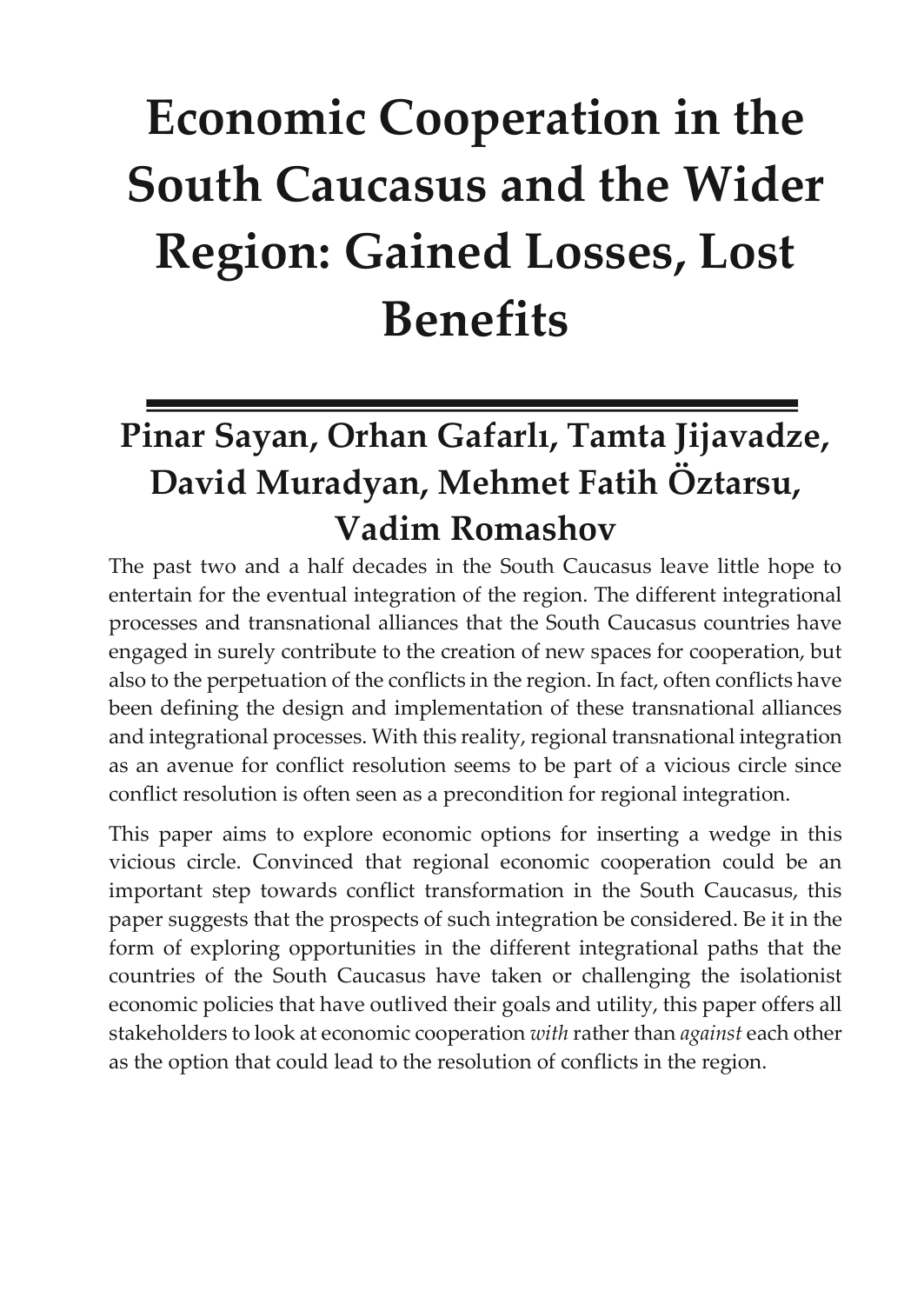# Economic Cooperation in the South Caucasus and the Wider Region: Gained Losses, Lost Benefits

## Pinar Sayan, Orhan Gafarlı, Tamta Jijavadze, David Muradyan, Mehmet Fatih Öztarsu, Vadim Romashov

The past two and a half decades in the South Caucasus leave little hope to entertain for the eventual integration of the region. The different integrational processes and transnational alliances that the South Caucasus countries have engaged in surely contribute to the creation of new spaces for cooperation, but also to the perpetuation of the conflicts in the region. In fact, often conflicts have been defining the design and implementation of these transnational alliances and integrational processes. With this reality, regional transnational integration as an avenue for conflict resolution seems to be part of a vicious circle since conflict resolution is often seen as a precondition for regional integration.

This paper aims to explore economic options for inserting a wedge in this vicious circle. Convinced that regional economic cooperation could be an important step towards conflict transformation in the South Caucasus, this paper suggests that the prospects of such integration be considered. Be it in the form of exploring opportunities in the different integrational paths that the countries of the South Caucasus have taken or challenging the isolationist economic policies that have outlived their goals and utility, this paper offers all stakeholders to look at economic cooperation *with* rather than *against* each other as the option that could lead to the resolution of conflicts in the region.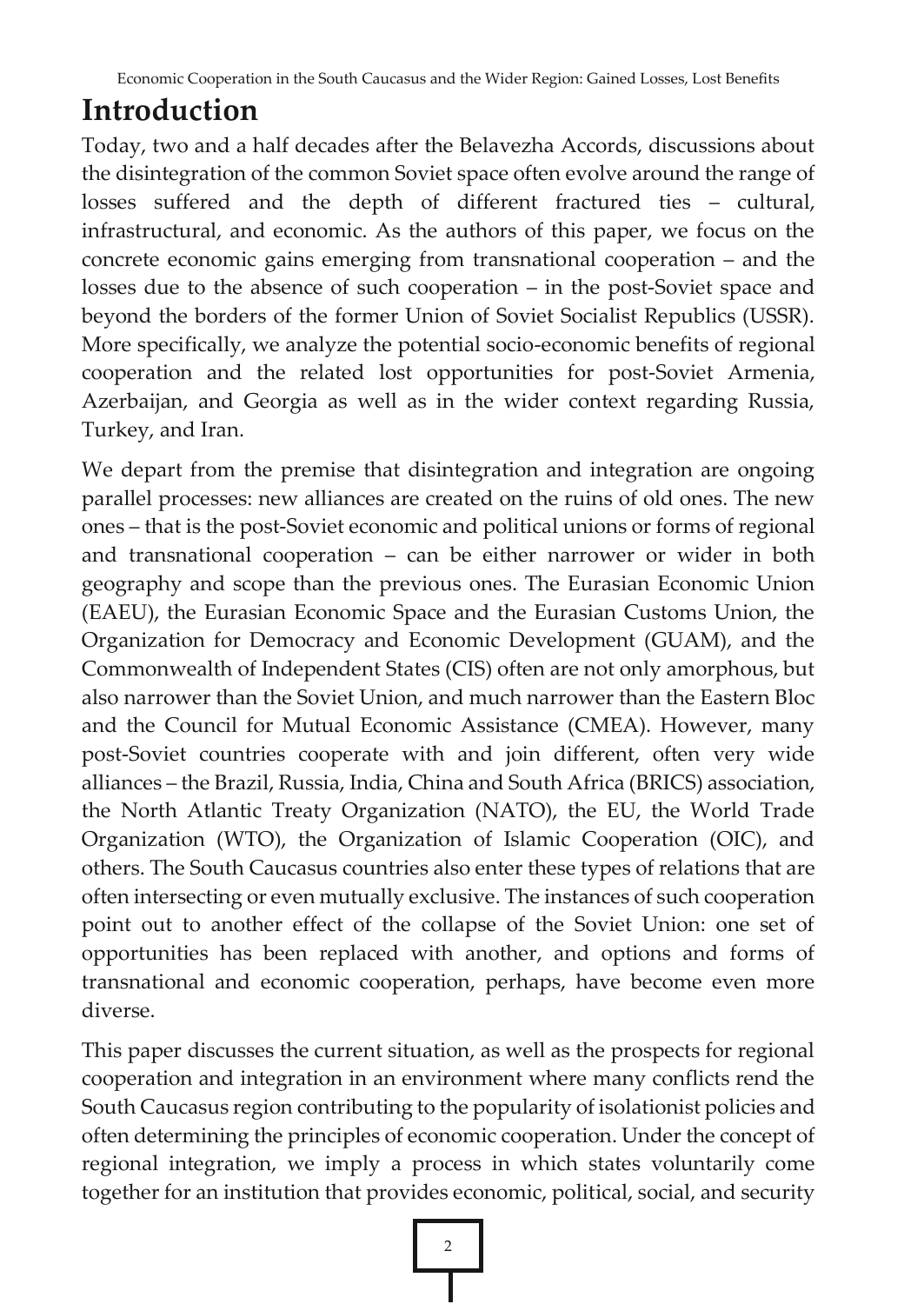# Introduction

Today, two and a half decades after the Belavezha Accords, discussions about the disintegration of the common Soviet space often evolve around the range of losses suffered and the depth of different fractured ties – cultural, infrastructural, and economic. As the authors of this paper, we focus on the concrete economic gains emerging from transnational cooperation – and the losses due to the absence of such cooperation – in the post-Soviet space and beyond the borders of the former Union of Soviet Socialist Republics (USSR). More specifically, we analyze the potential socio-economic benefits of regional cooperation and the related lost opportunities for post-Soviet Armenia, Azerbaijan, and Georgia as well as in the wider context regarding Russia, Turkey, and Iran.

We depart from the premise that disintegration and integration are ongoing parallel processes: new alliances are created on the ruins of old ones. The new ones – that is the post-Soviet economic and political unions or forms of regional and transnational cooperation – can be either narrower or wider in both geography and scope than the previous ones. The Eurasian Economic Union (EAEU), the Eurasian Economic Space and the Eurasian Customs Union, the Organization for Democracy and Economic Development (GUAM), and the Commonwealth of Independent States (CIS) often are not only amorphous, but also narrower than the Soviet Union, and much narrower than the Eastern Bloc and the Council for Mutual Economic Assistance (CMEA). However, many post-Soviet countries cooperate with and join different, often very wide alliances – the Brazil, Russia, India, China and South Africa (BRICS) association, the North Atlantic Treaty Organization (NATO), the EU, the World Trade Organization (WTO), the Organization of Islamic Cooperation (OIC), and others. The South Caucasus countries also enter these types of relations that are often intersecting or even mutually exclusive. The instances of such cooperation point out to another effect of the collapse of the Soviet Union: one set of opportunities has been replaced with another, and options and forms of transnational and economic cooperation, perhaps, have become even more diverse.

This paper discusses the current situation, as well as the prospects for regional cooperation and integration in an environment where many conflicts rend the South Caucasus region contributing to the popularity of isolationist policies and often determining the principles of economic cooperation. Under the concept of regional integration, we imply a process in which states voluntarily come together for an institution that provides economic, political, social, and security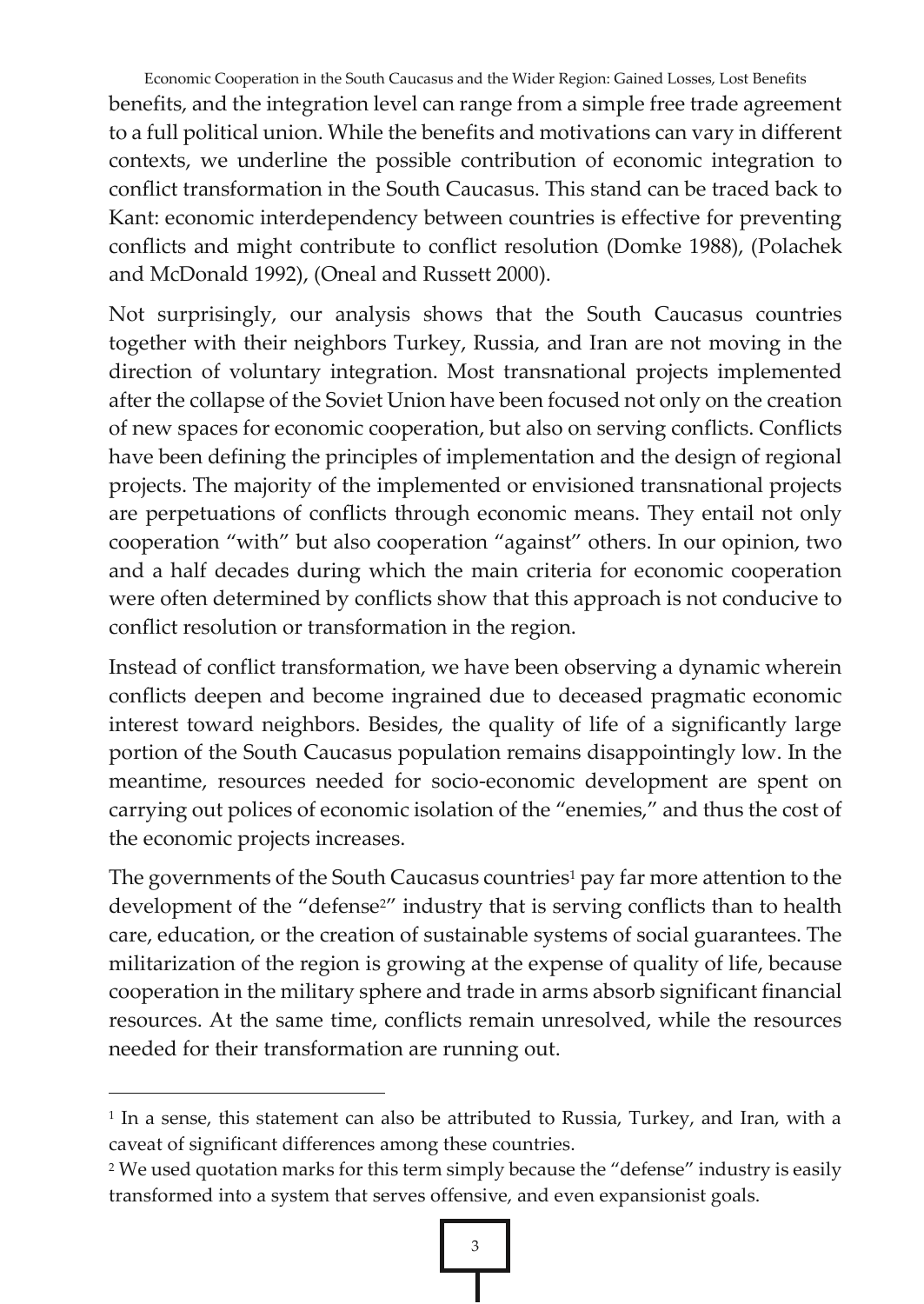benefits, and the integration level can range from a simple free trade agreement to a full political union. While the benefits and motivations can vary in different contexts, we underline the possible contribution of economic integration to conflict transformation in the South Caucasus. This stand can be traced back to Kant: economic interdependency between countries is effective for preventing conflicts and might contribute to conflict resolution (Domke 1988), (Polachek and McDonald 1992), (Oneal and Russett 2000).

Not surprisingly, our analysis shows that the South Caucasus countries together with their neighbors Turkey, Russia, and Iran are not moving in the direction of voluntary integration. Most transnational projects implemented after the collapse of the Soviet Union have been focused not only on the creation of new spaces for economic cooperation, but also on serving conflicts. Conflicts have been defining the principles of implementation and the design of regional projects. The majority of the implemented or envisioned transnational projects are perpetuations of conflicts through economic means. They entail not only cooperation "with" but also cooperation "against" others. In our opinion, two and a half decades during which the main criteria for economic cooperation were often determined by conflicts show that this approach is not conducive to conflict resolution or transformation in the region.

Instead of conflict transformation, we have been observing a dynamic wherein conflicts deepen and become ingrained due to deceased pragmatic economic interest toward neighbors. Besides, the quality of life of a significantly large portion of the South Caucasus population remains disappointingly low. In the meantime, resources needed for socio-economic development are spent on carrying out polices of economic isolation of the "enemies," and thus the cost of the economic projects increases.

The governments of the South Caucasus countries[1] pay far more attention to the development of the "defense[2]" industry that is serving conflicts than to health care, education, or the creation of sustainable systems of social guarantees. The militarization of the region is growing at the expense of quality of life, because cooperation in the military sphere and trade in arms absorb significant financial resources. At the same time, conflicts remain unresolved, while the resources needed for their transformation are running out.

---

[1] In a sense, this statement can also be attributed to Russia, Turkey, and Iran, with a caveat of significant differences among these countries.

[2] We used quotation marks for this term simply because the "defense" industry is easily transformed into a system that serves offensive, and even expansionist goals.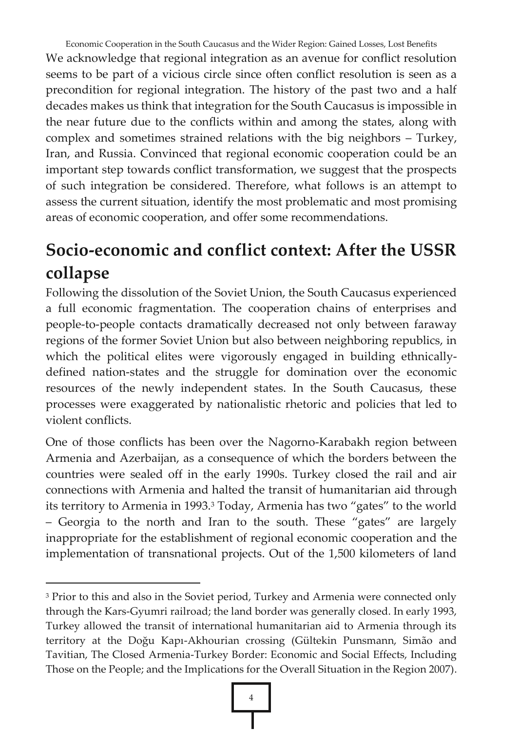We acknowledge that regional integration as an avenue for conflict resolution seems to be part of a vicious circle since often conflict resolution is seen as a precondition for regional integration. The history of the past two and a half decades makes us think that integration for the South Caucasus is impossible in the near future due to the conflicts within and among the states, along with complex and sometimes strained relations with the big neighbors – Turkey, Iran, and Russia. Convinced that regional economic cooperation could be an important step towards conflict transformation, we suggest that the prospects of such integration be considered. Therefore, what follows is an attempt to assess the current situation, identify the most problematic and most promising areas of economic cooperation, and offer some recommendations.

## Socio-economic and conflict context: After the USSR collapse

Following the dissolution of the Soviet Union, the South Caucasus experienced a full economic fragmentation. The cooperation chains of enterprises and people-to-people contacts dramatically decreased not only between faraway regions of the former Soviet Union but also between neighboring republics, in which the political elites were vigorously engaged in building ethnically-defined nation-states and the struggle for domination over the economic resources of the newly independent states. In the South Caucasus, these processes were exaggerated by nationalistic rhetoric and policies that led to violent conflicts.

One of those conflicts has been over the Nagorno-Karabakh region between Armenia and Azerbaijan, as a consequence of which the borders between the countries were sealed off in the early 1990s. Turkey closed the rail and air connections with Armenia and halted the transit of humanitarian aid through its territory to Armenia in 1993.[3] Today, Armenia has two "gates" to the world – Georgia to the north and Iran to the south. These "gates" are largely inappropriate for the establishment of regional economic cooperation and the implementation of transnational projects. Out of the 1,500 kilometers of land

[3] Prior to this and also in the Soviet period, Turkey and Armenia were connected only through the Kars-Gyumri railroad; the land border was generally closed. In early 1993, Turkey allowed the transit of international humanitarian aid to Armenia through its territory at the Doğu Kapı-Akhourian crossing (Gültekin Punsmann, Simão and Tavitian, The Closed Armenia-Turkey Border: Economic and Social Effects, Including Those on the People; and the Implications for the Overall Situation in the Region 2007).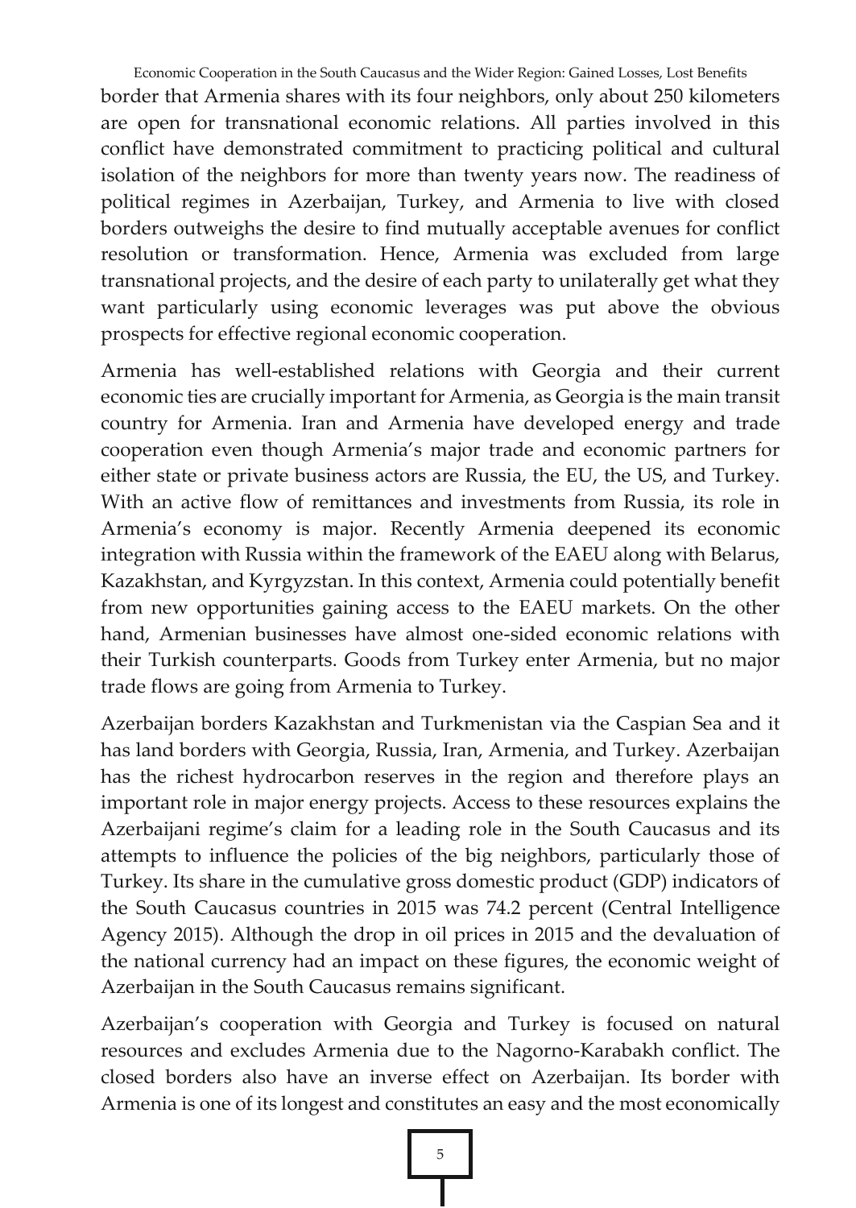border that Armenia shares with its four neighbors, only about 250 kilometers are open for transnational economic relations. All parties involved in this conflict have demonstrated commitment to practicing political and cultural isolation of the neighbors for more than twenty years now. The readiness of political regimes in Azerbaijan, Turkey, and Armenia to live with closed borders outweighs the desire to find mutually acceptable avenues for conflict resolution or transformation. Hence, Armenia was excluded from large transnational projects, and the desire of each party to unilaterally get what they want particularly using economic leverages was put above the obvious prospects for effective regional economic cooperation.

Armenia has well-established relations with Georgia and their current economic ties are crucially important for Armenia, as Georgia is the main transit country for Armenia. Iran and Armenia have developed energy and trade cooperation even though Armenia's major trade and economic partners for either state or private business actors are Russia, the EU, the US, and Turkey. With an active flow of remittances and investments from Russia, its role in Armenia's economy is major. Recently Armenia deepened its economic integration with Russia within the framework of the EAEU along with Belarus, Kazakhstan, and Kyrgyzstan. In this context, Armenia could potentially benefit from new opportunities gaining access to the EAEU markets. On the other hand, Armenian businesses have almost one-sided economic relations with their Turkish counterparts. Goods from Turkey enter Armenia, but no major trade flows are going from Armenia to Turkey.

Azerbaijan borders Kazakhstan and Turkmenistan via the Caspian Sea and it has land borders with Georgia, Russia, Iran, Armenia, and Turkey. Azerbaijan has the richest hydrocarbon reserves in the region and therefore plays an important role in major energy projects. Access to these resources explains the Azerbaijani regime's claim for a leading role in the South Caucasus and its attempts to influence the policies of the big neighbors, particularly those of Turkey. Its share in the cumulative gross domestic product (GDP) indicators of the South Caucasus countries in 2015 was 74.2 percent (Central Intelligence Agency 2015). Although the drop in oil prices in 2015 and the devaluation of the national currency had an impact on these figures, the economic weight of Azerbaijan in the South Caucasus remains significant.

Azerbaijan's cooperation with Georgia and Turkey is focused on natural resources and excludes Armenia due to the Nagorno-Karabakh conflict. The closed borders also have an inverse effect on Azerbaijan. Its border with Armenia is one of its longest and constitutes an easy and the most economically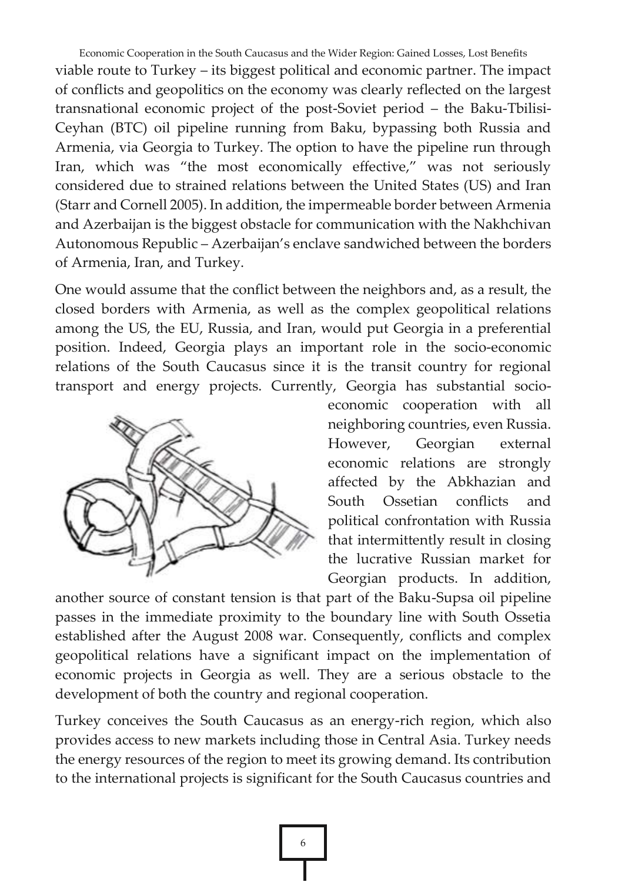viable route to Turkey – its biggest political and economic partner. The impact of conflicts and geopolitics on the economy was clearly reflected on the largest transnational economic project of the post-Soviet period – the Baku-Tbilisi-Ceyhan (BTC) oil pipeline running from Baku, bypassing both Russia and Armenia, via Georgia to Turkey. The option to have the pipeline run through Iran, which was "the most economically effective," was not seriously considered due to strained relations between the United States (US) and Iran (Starr and Cornell 2005). In addition, the impermeable border between Armenia and Azerbaijan is the biggest obstacle for communication with the Nakhchivan Autonomous Republic – Azerbaijan's enclave sandwiched between the borders of Armenia, Iran, and Turkey.

One would assume that the conflict between the neighbors and, as a result, the closed borders with Armenia, as well as the complex geopolitical relations among the US, the EU, Russia, and Iran, would put Georgia in a preferential position. Indeed, Georgia plays an important role in the socio-economic relations of the South Caucasus since it is the transit country for regional transport and energy projects. Currently, Georgia has substantial socio-economic cooperation with all neighboring countries, even Russia. However, Georgian external economic relations are strongly affected by the Abkhazian and South Ossetian conflicts and political confrontation with Russia that intermittently result in closing the lucrative Russian market for Georgian products. In addition, another source of constant tension is that part of the Baku-Supsa oil pipeline passes in the immediate proximity to the boundary line with South Ossetia established after the August 2008 war. Consequently, conflicts and complex geopolitical relations have a significant impact on the implementation of economic projects in Georgia as well. They are a serious obstacle to the development of both the country and regional cooperation.

Turkey conceives the South Caucasus as an energy-rich region, which also provides access to new markets including those in Central Asia. Turkey needs the energy resources of the region to meet its growing demand. Its contribution to the international projects is significant for the South Caucasus countries and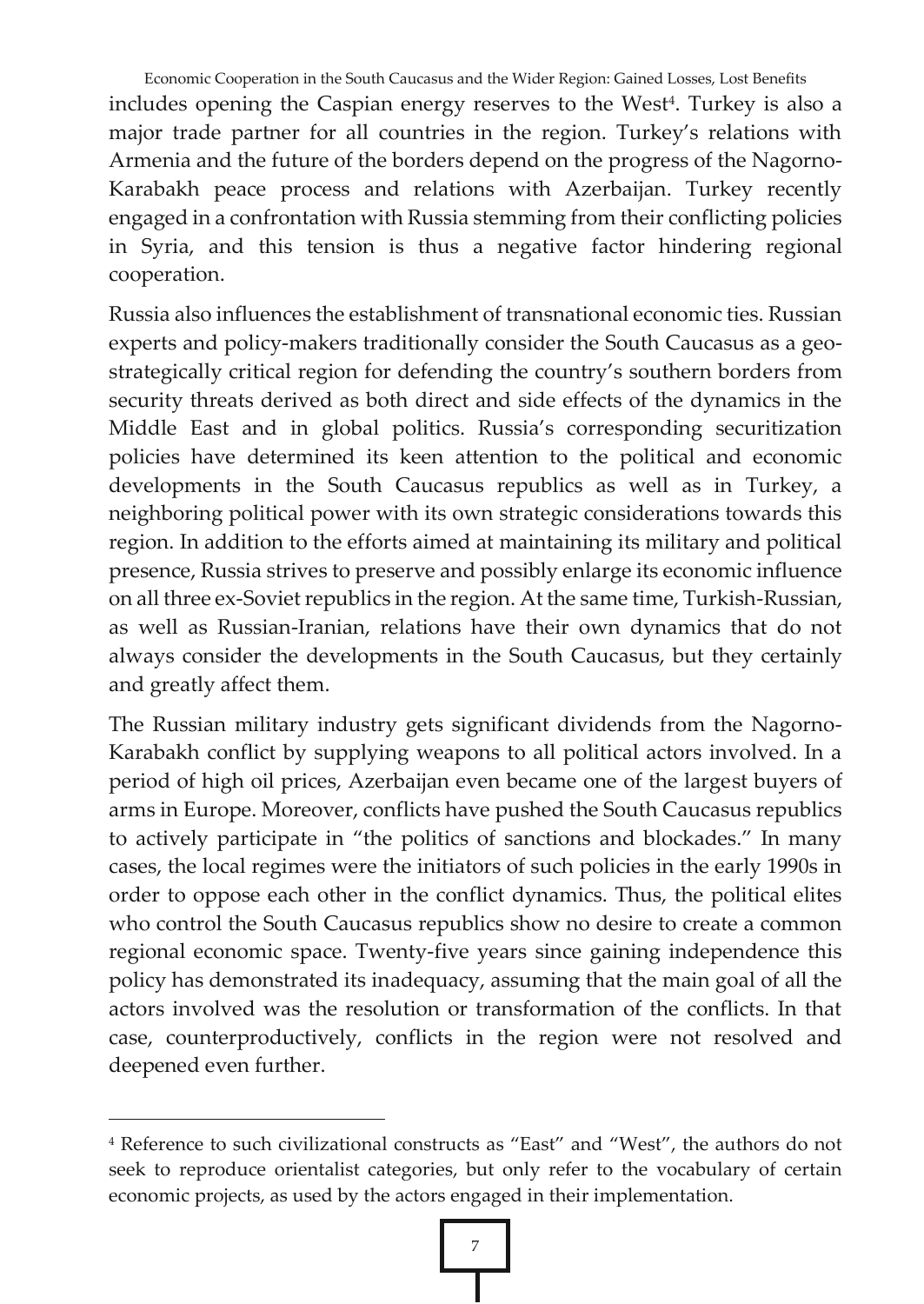includes opening the Caspian energy reserves to the West[4]. Turkey is also a major trade partner for all countries in the region. Turkey's relations with Armenia and the future of the borders depend on the progress of the Nagorno-Karabakh peace process and relations with Azerbaijan. Turkey recently engaged in a confrontation with Russia stemming from their conflicting policies in Syria, and this tension is thus a negative factor hindering regional cooperation.

Russia also influences the establishment of transnational economic ties. Russian experts and policy-makers traditionally consider the South Caucasus as a geo-strategically critical region for defending the country's southern borders from security threats derived as both direct and side effects of the dynamics in the Middle East and in global politics. Russia's corresponding securitization policies have determined its keen attention to the political and economic developments in the South Caucasus republics as well as in Turkey, a neighboring political power with its own strategic considerations towards this region. In addition to the efforts aimed at maintaining its military and political presence, Russia strives to preserve and possibly enlarge its economic influence on all three ex-Soviet republics in the region. At the same time, Turkish-Russian, as well as Russian-Iranian, relations have their own dynamics that do not always consider the developments in the South Caucasus, but they certainly and greatly affect them.

The Russian military industry gets significant dividends from the Nagorno-Karabakh conflict by supplying weapons to all political actors involved. In a period of high oil prices, Azerbaijan even became one of the largest buyers of arms in Europe. Moreover, conflicts have pushed the South Caucasus republics to actively participate in "the politics of sanctions and blockades." In many cases, the local regimes were the initiators of such policies in the early 1990s in order to oppose each other in the conflict dynamics. Thus, the political elites who control the South Caucasus republics show no desire to create a common regional economic space. Twenty-five years since gaining independence this policy has demonstrated its inadequacy, assuming that the main goal of all the actors involved was the resolution or transformation of the conflicts. In that case, counterproductively, conflicts in the region were not resolved and deepened even further.

---

[4] Reference to such civilizational constructs as "East" and "West", the authors do not seek to reproduce orientalist categories, but only refer to the vocabulary of certain economic projects, as used by the actors engaged in their implementation.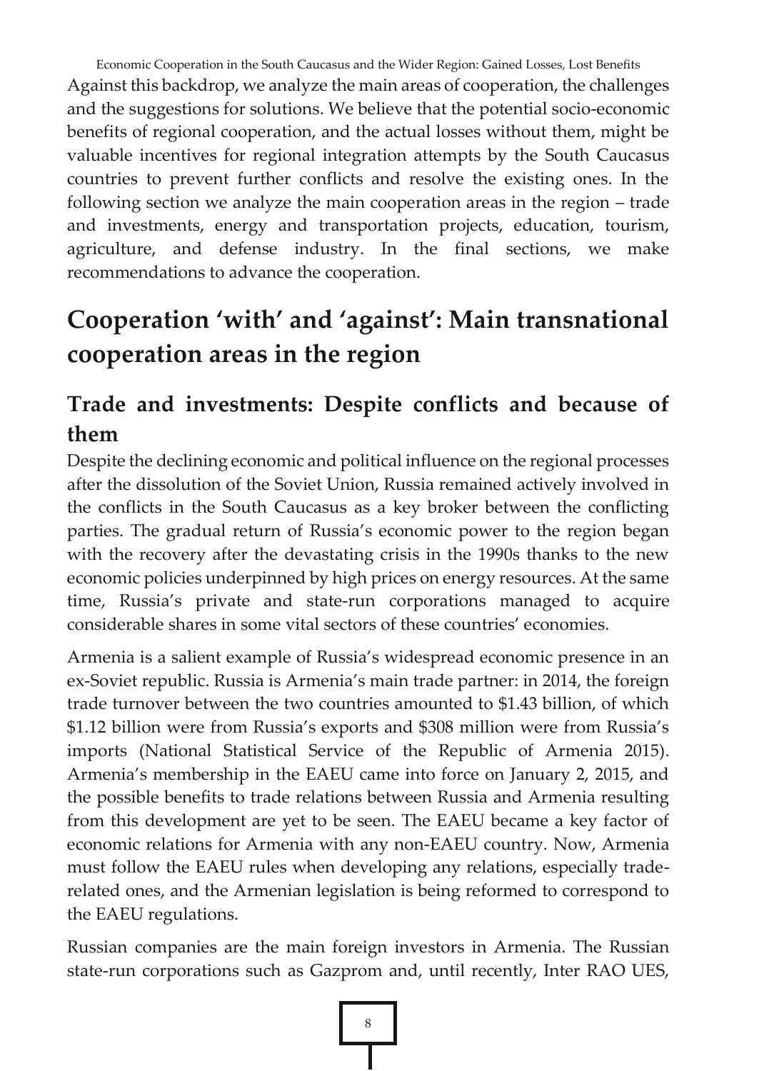Against this backdrop, we analyze the main areas of cooperation, the challenges and the suggestions for solutions. We believe that the potential socio-economic benefits of regional cooperation, and the actual losses without them, might be valuable incentives for regional integration attempts by the South Caucasus countries to prevent further conflicts and resolve the existing ones. In the following section we analyze the main cooperation areas in the region – trade and investments, energy and transportation projects, education, tourism, agriculture, and defense industry. In the final sections, we make recommendations to advance the cooperation.

# Cooperation 'with' and 'against': Main transnational cooperation areas in the region

## Trade and investments: Despite conflicts and because of them

Despite the declining economic and political influence on the regional processes after the dissolution of the Soviet Union, Russia remained actively involved in the conflicts in the South Caucasus as a key broker between the conflicting parties. The gradual return of Russia's economic power to the region began with the recovery after the devastating crisis in the 1990s thanks to the new economic policies underpinned by high prices on energy resources. At the same time, Russia's private and state-run corporations managed to acquire considerable shares in some vital sectors of these countries' economies.

Armenia is a salient example of Russia's widespread economic presence in an ex-Soviet republic. Russia is Armenia's main trade partner: in 2014, the foreign trade turnover between the two countries amounted to $1.43 billion, of which $1.12 billion were from Russia's exports and $308 million were from Russia's imports (National Statistical Service of the Republic of Armenia 2015). Armenia's membership in the EAEU came into force on January 2, 2015, and the possible benefits to trade relations between Russia and Armenia resulting from this development are yet to be seen. The EAEU became a key factor of economic relations for Armenia with any non-EAEU country. Now, Armenia must follow the EAEU rules when developing any relations, especially trade-related ones, and the Armenian legislation is being reformed to correspond to the EAEU regulations.

Russian companies are the main foreign investors in Armenia. The Russian state-run corporations such as Gazprom and, until recently, Inter RAO UES,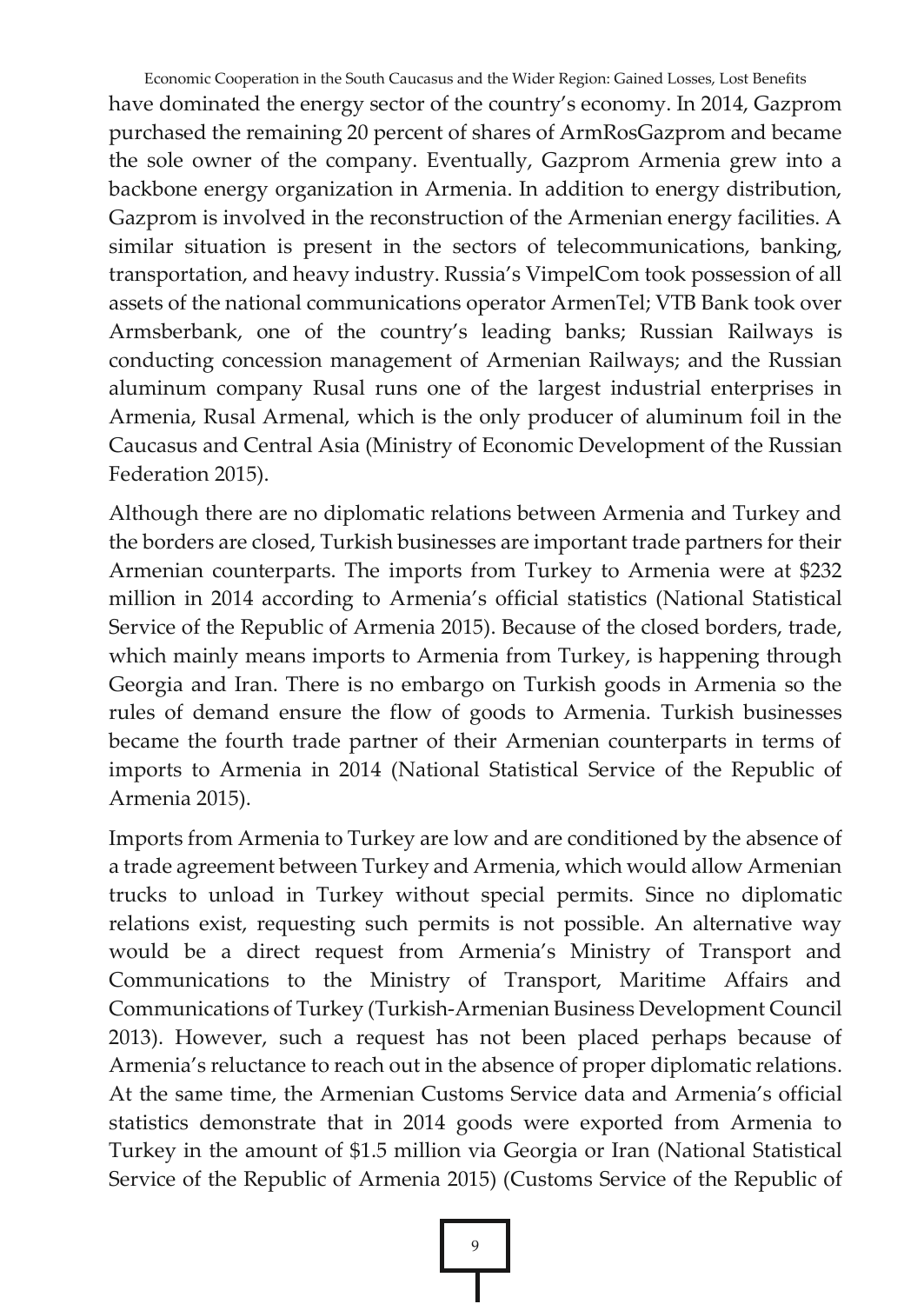have dominated the energy sector of the country's economy. In 2014, Gazprom purchased the remaining 20 percent of shares of ArmRosGazprom and became the sole owner of the company. Eventually, Gazprom Armenia grew into a backbone energy organization in Armenia. In addition to energy distribution, Gazprom is involved in the reconstruction of the Armenian energy facilities. A similar situation is present in the sectors of telecommunications, banking, transportation, and heavy industry. Russia's VimpelCom took possession of all assets of the national communications operator ArmenTel; VTB Bank took over Armsberbank, one of the country's leading banks; Russian Railways is conducting concession management of Armenian Railways; and the Russian aluminum company Rusal runs one of the largest industrial enterprises in Armenia, Rusal Armenal, which is the only producer of aluminum foil in the Caucasus and Central Asia (Ministry of Economic Development of the Russian Federation 2015).

Although there are no diplomatic relations between Armenia and Turkey and the borders are closed, Turkish businesses are important trade partners for their Armenian counterparts. The imports from Turkey to Armenia were at $232 million in 2014 according to Armenia's official statistics (National Statistical Service of the Republic of Armenia 2015). Because of the closed borders, trade, which mainly means imports to Armenia from Turkey, is happening through Georgia and Iran. There is no embargo on Turkish goods in Armenia so the rules of demand ensure the flow of goods to Armenia. Turkish businesses became the fourth trade partner of their Armenian counterparts in terms of imports to Armenia in 2014 (National Statistical Service of the Republic of Armenia 2015).

Imports from Armenia to Turkey are low and are conditioned by the absence of a trade agreement between Turkey and Armenia, which would allow Armenian trucks to unload in Turkey without special permits. Since no diplomatic relations exist, requesting such permits is not possible. An alternative way would be a direct request from Armenia's Ministry of Transport and Communications to the Ministry of Transport, Maritime Affairs and Communications of Turkey (Turkish-Armenian Business Development Council 2013). However, such a request has not been placed perhaps because of Armenia's reluctance to reach out in the absence of proper diplomatic relations. At the same time, the Armenian Customs Service data and Armenia's official statistics demonstrate that in 2014 goods were exported from Armenia to Turkey in the amount of $1.5 million via Georgia or Iran (National Statistical Service of the Republic of Armenia 2015) (Customs Service of the Republic of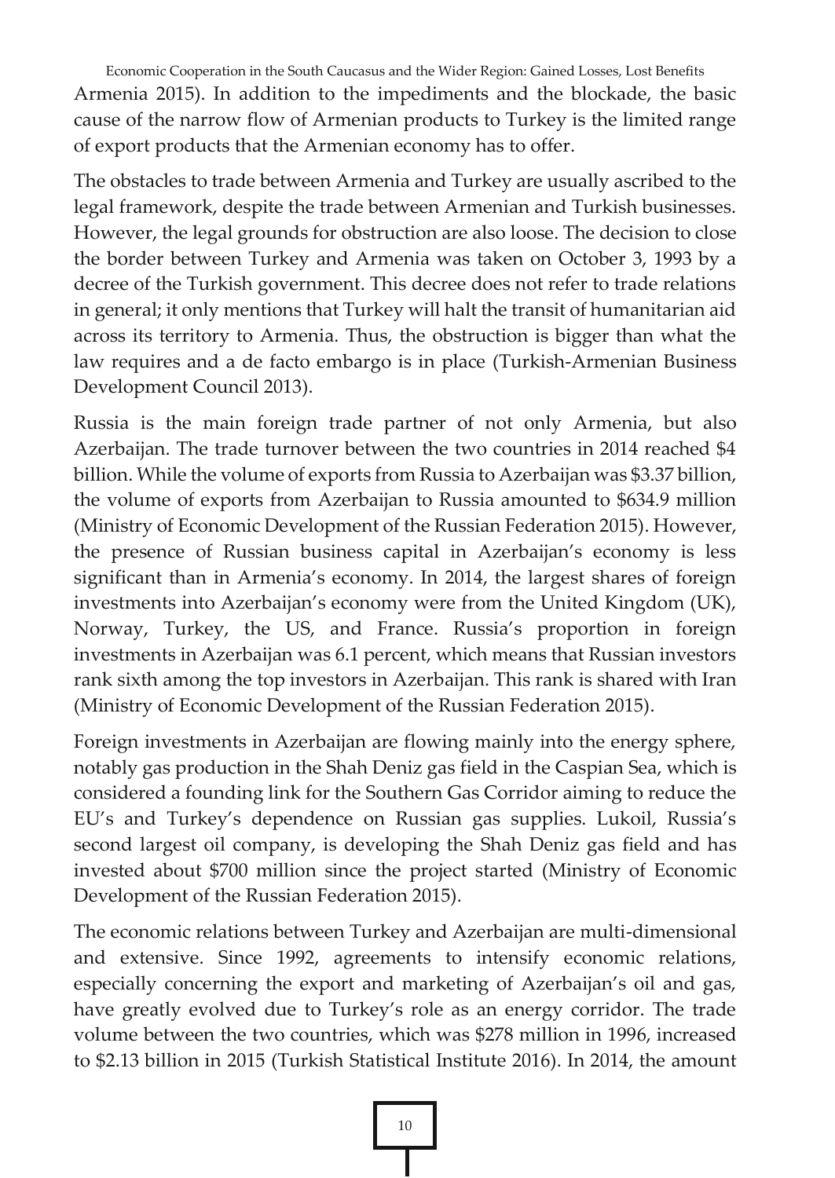Armenia 2015). In addition to the impediments and the blockade, the basic cause of the narrow flow of Armenian products to Turkey is the limited range of export products that the Armenian economy has to offer.

The obstacles to trade between Armenia and Turkey are usually ascribed to the legal framework, despite the trade between Armenian and Turkish businesses. However, the legal grounds for obstruction are also loose. The decision to close the border between Turkey and Armenia was taken on October 3, 1993 by a decree of the Turkish government. This decree does not refer to trade relations in general; it only mentions that Turkey will halt the transit of humanitarian aid across its territory to Armenia. Thus, the obstruction is bigger than what the law requires and a de facto embargo is in place (Turkish-Armenian Business Development Council 2013).

Russia is the main foreign trade partner of not only Armenia, but also Azerbaijan. The trade turnover between the two countries in 2014 reached $4 billion. While the volume of exports from Russia to Azerbaijan was $3.37 billion, the volume of exports from Azerbaijan to Russia amounted to $634.9 million (Ministry of Economic Development of the Russian Federation 2015). However, the presence of Russian business capital in Azerbaijan's economy is less significant than in Armenia's economy. In 2014, the largest shares of foreign investments into Azerbaijan's economy were from the United Kingdom (UK), Norway, Turkey, the US, and France. Russia's proportion in foreign investments in Azerbaijan was 6.1 percent, which means that Russian investors rank sixth among the top investors in Azerbaijan. This rank is shared with Iran (Ministry of Economic Development of the Russian Federation 2015).

Foreign investments in Azerbaijan are flowing mainly into the energy sphere, notably gas production in the Shah Deniz gas field in the Caspian Sea, which is considered a founding link for the Southern Gas Corridor aiming to reduce the EU's and Turkey's dependence on Russian gas supplies. Lukoil, Russia's second largest oil company, is developing the Shah Deniz gas field and has invested about $700 million since the project started (Ministry of Economic Development of the Russian Federation 2015).

The economic relations between Turkey and Azerbaijan are multi-dimensional and extensive. Since 1992, agreements to intensify economic relations, especially concerning the export and marketing of Azerbaijan's oil and gas, have greatly evolved due to Turkey's role as an energy corridor. The trade volume between the two countries, which was $278 million in 1996, increased to $2.13 billion in 2015 (Turkish Statistical Institute 2016). In 2014, the amount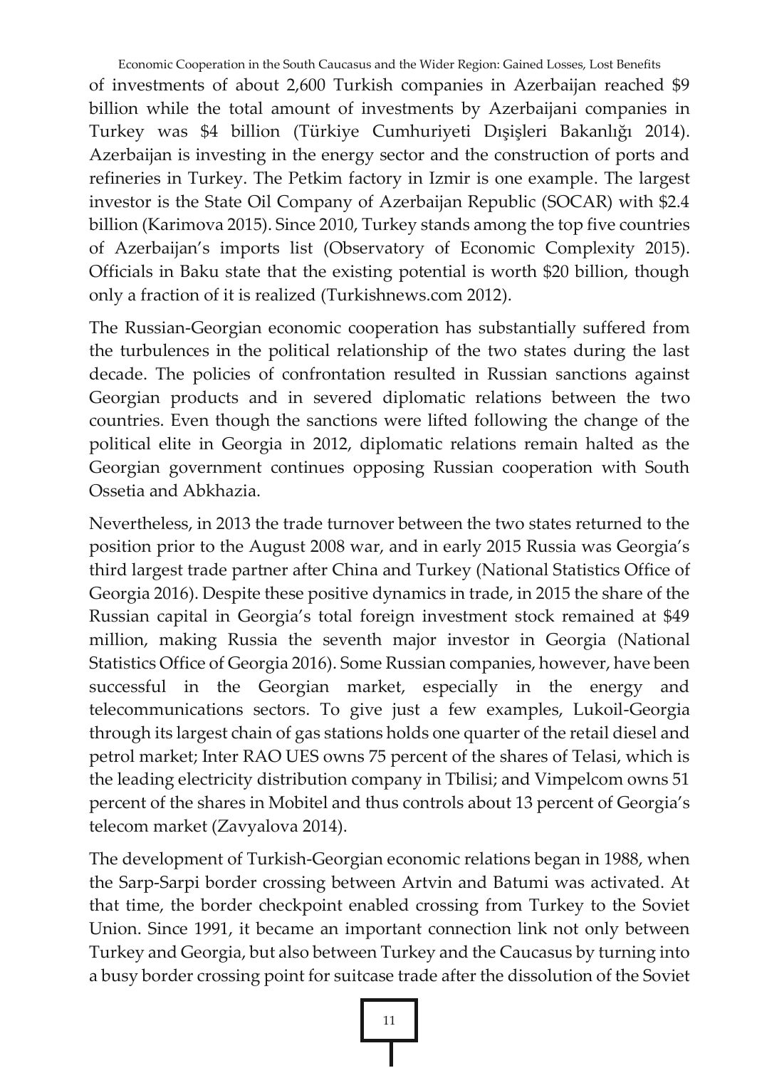of investments of about 2,600 Turkish companies in Azerbaijan reached $9 billion while the total amount of investments by Azerbaijani companies in Turkey was $4 billion (Türkiye Cumhuriyeti Dışişleri Bakanlığı 2014). Azerbaijan is investing in the energy sector and the construction of ports and refineries in Turkey. The Petkim factory in Izmir is one example. The largest investor is the State Oil Company of Azerbaijan Republic (SOCAR) with $2.4 billion (Karimova 2015). Since 2010, Turkey stands among the top five countries of Azerbaijan's imports list (Observatory of Economic Complexity 2015). Officials in Baku state that the existing potential is worth $20 billion, though only a fraction of it is realized (Turkishnews.com 2012).

The Russian-Georgian economic cooperation has substantially suffered from the turbulences in the political relationship of the two states during the last decade. The policies of confrontation resulted in Russian sanctions against Georgian products and in severed diplomatic relations between the two countries. Even though the sanctions were lifted following the change of the political elite in Georgia in 2012, diplomatic relations remain halted as the Georgian government continues opposing Russian cooperation with South Ossetia and Abkhazia.

Nevertheless, in 2013 the trade turnover between the two states returned to the position prior to the August 2008 war, and in early 2015 Russia was Georgia's third largest trade partner after China and Turkey (National Statistics Office of Georgia 2016). Despite these positive dynamics in trade, in 2015 the share of the Russian capital in Georgia's total foreign investment stock remained at $49 million, making Russia the seventh major investor in Georgia (National Statistics Office of Georgia 2016). Some Russian companies, however, have been successful in the Georgian market, especially in the energy and telecommunications sectors. To give just a few examples, Lukoil-Georgia through its largest chain of gas stations holds one quarter of the retail diesel and petrol market; Inter RAO UES owns 75 percent of the shares of Telasi, which is the leading electricity distribution company in Tbilisi; and Vimpelcom owns 51 percent of the shares in Mobitel and thus controls about 13 percent of Georgia's telecom market (Zavyalova 2014).

The development of Turkish-Georgian economic relations began in 1988, when the Sarp-Sarpi border crossing between Artvin and Batumi was activated. At that time, the border checkpoint enabled crossing from Turkey to the Soviet Union. Since 1991, it became an important connection link not only between Turkey and Georgia, but also between Turkey and the Caucasus by turning into a busy border crossing point for suitcase trade after the dissolution of the Soviet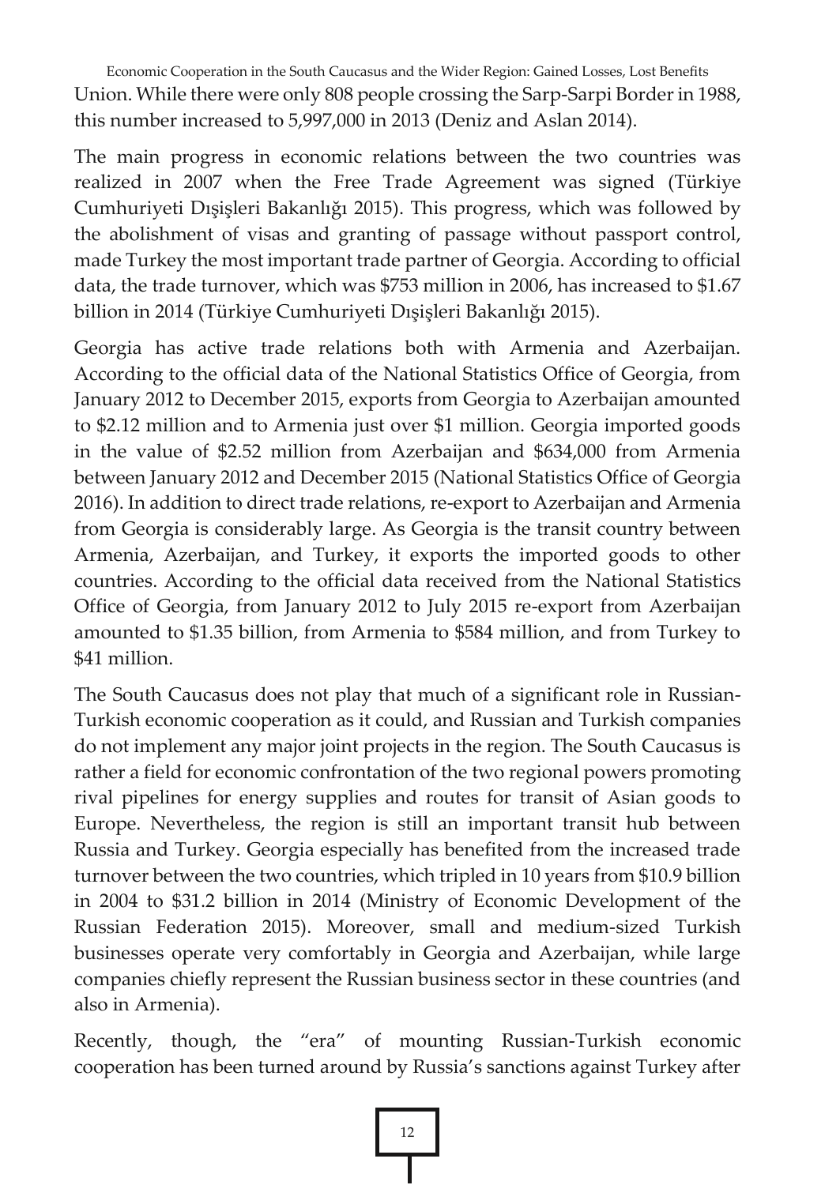Union. While there were only 808 people crossing the Sarp-Sarpi Border in 1988, this number increased to 5,997,000 in 2013 (Deniz and Aslan 2014).

The main progress in economic relations between the two countries was realized in 2007 when the Free Trade Agreement was signed (Türkiye Cumhuriyeti Dışişleri Bakanlığı 2015). This progress, which was followed by the abolishment of visas and granting of passage without passport control, made Turkey the most important trade partner of Georgia. According to official data, the trade turnover, which was $753 million in 2006, has increased to $1.67 billion in 2014 (Türkiye Cumhuriyeti Dışişleri Bakanlığı 2015).

Georgia has active trade relations both with Armenia and Azerbaijan. According to the official data of the National Statistics Office of Georgia, from January 2012 to December 2015, exports from Georgia to Azerbaijan amounted to $2.12 million and to Armenia just over $1 million. Georgia imported goods in the value of $2.52 million from Azerbaijan and $634,000 from Armenia between January 2012 and December 2015 (National Statistics Office of Georgia 2016). In addition to direct trade relations, re-export to Azerbaijan and Armenia from Georgia is considerably large. As Georgia is the transit country between Armenia, Azerbaijan, and Turkey, it exports the imported goods to other countries. According to the official data received from the National Statistics Office of Georgia, from January 2012 to July 2015 re-export from Azerbaijan amounted to $1.35 billion, from Armenia to $584 million, and from Turkey to $41 million.

The South Caucasus does not play that much of a significant role in Russian-Turkish economic cooperation as it could, and Russian and Turkish companies do not implement any major joint projects in the region. The South Caucasus is rather a field for economic confrontation of the two regional powers promoting rival pipelines for energy supplies and routes for transit of Asian goods to Europe. Nevertheless, the region is still an important transit hub between Russia and Turkey. Georgia especially has benefited from the increased trade turnover between the two countries, which tripled in 10 years from $10.9 billion in 2004 to $31.2 billion in 2014 (Ministry of Economic Development of the Russian Federation 2015). Moreover, small and medium-sized Turkish businesses operate very comfortably in Georgia and Azerbaijan, while large companies chiefly represent the Russian business sector in these countries (and also in Armenia).

Recently, though, the "era" of mounting Russian-Turkish economic cooperation has been turned around by Russia's sanctions against Turkey after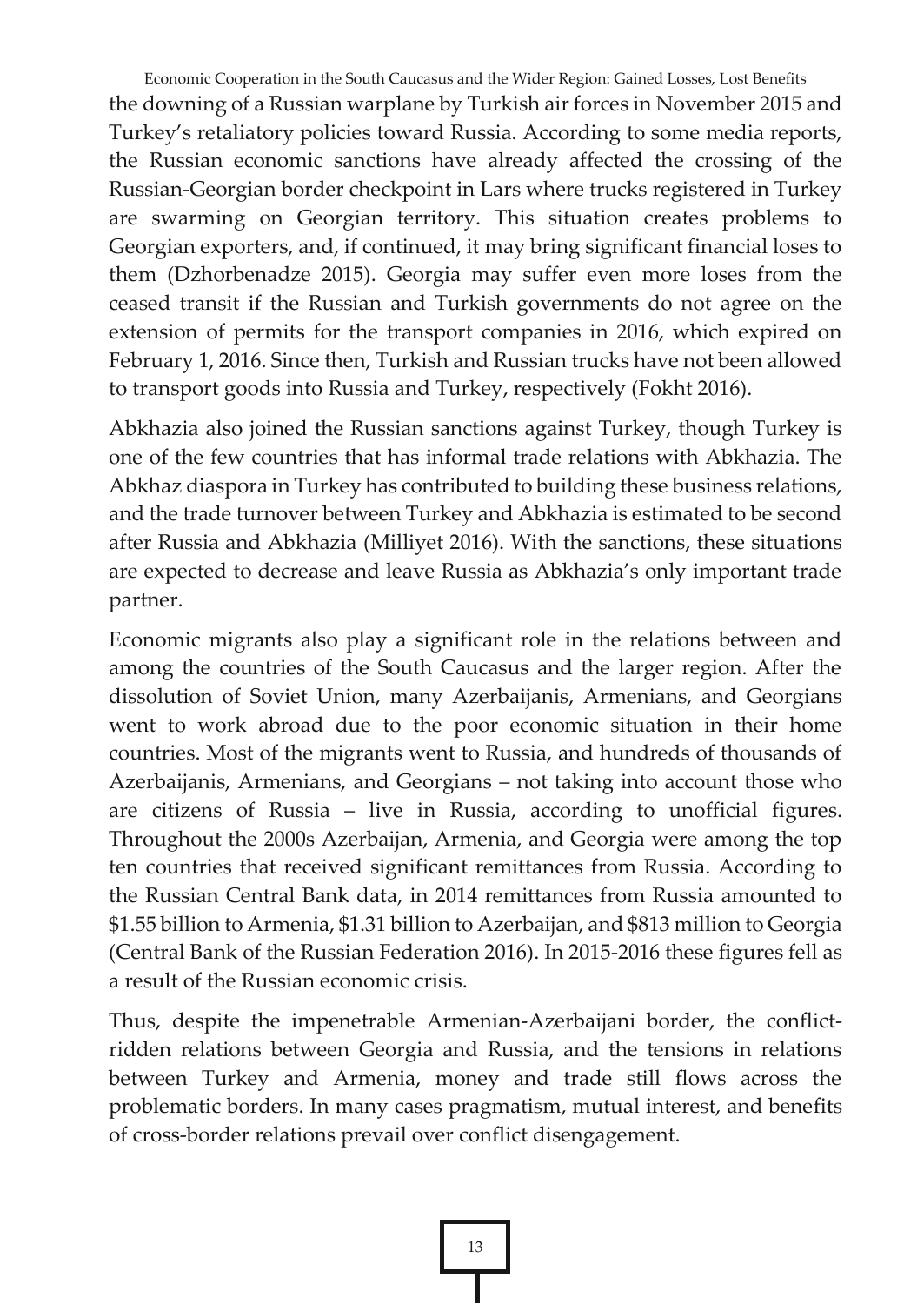the downing of a Russian warplane by Turkish air forces in November 2015 and Turkey's retaliatory policies toward Russia. According to some media reports, the Russian economic sanctions have already affected the crossing of the Russian-Georgian border checkpoint in Lars where trucks registered in Turkey are swarming on Georgian territory. This situation creates problems to Georgian exporters, and, if continued, it may bring significant financial loses to them (Dzhorbenadze 2015). Georgia may suffer even more loses from the ceased transit if the Russian and Turkish governments do not agree on the extension of permits for the transport companies in 2016, which expired on February 1, 2016. Since then, Turkish and Russian trucks have not been allowed to transport goods into Russia and Turkey, respectively (Fokht 2016).

Abkhazia also joined the Russian sanctions against Turkey, though Turkey is one of the few countries that has informal trade relations with Abkhazia. The Abkhaz diaspora in Turkey has contributed to building these business relations, and the trade turnover between Turkey and Abkhazia is estimated to be second after Russia and Abkhazia (Milliyet 2016). With the sanctions, these situations are expected to decrease and leave Russia as Abkhazia's only important trade partner.

Economic migrants also play a significant role in the relations between and among the countries of the South Caucasus and the larger region. After the dissolution of Soviet Union, many Azerbaijanis, Armenians, and Georgians went to work abroad due to the poor economic situation in their home countries. Most of the migrants went to Russia, and hundreds of thousands of Azerbaijanis, Armenians, and Georgians – not taking into account those who are citizens of Russia – live in Russia, according to unofficial figures. Throughout the 2000s Azerbaijan, Armenia, and Georgia were among the top ten countries that received significant remittances from Russia. According to the Russian Central Bank data, in 2014 remittances from Russia amounted to $1.55 billion to Armenia, $1.31 billion to Azerbaijan, and $813 million to Georgia (Central Bank of the Russian Federation 2016). In 2015-2016 these figures fell as a result of the Russian economic crisis.

Thus, despite the impenetrable Armenian-Azerbaijani border, the conflict-ridden relations between Georgia and Russia, and the tensions in relations between Turkey and Armenia, money and trade still flows across the problematic borders. In many cases pragmatism, mutual interest, and benefits of cross-border relations prevail over conflict disengagement.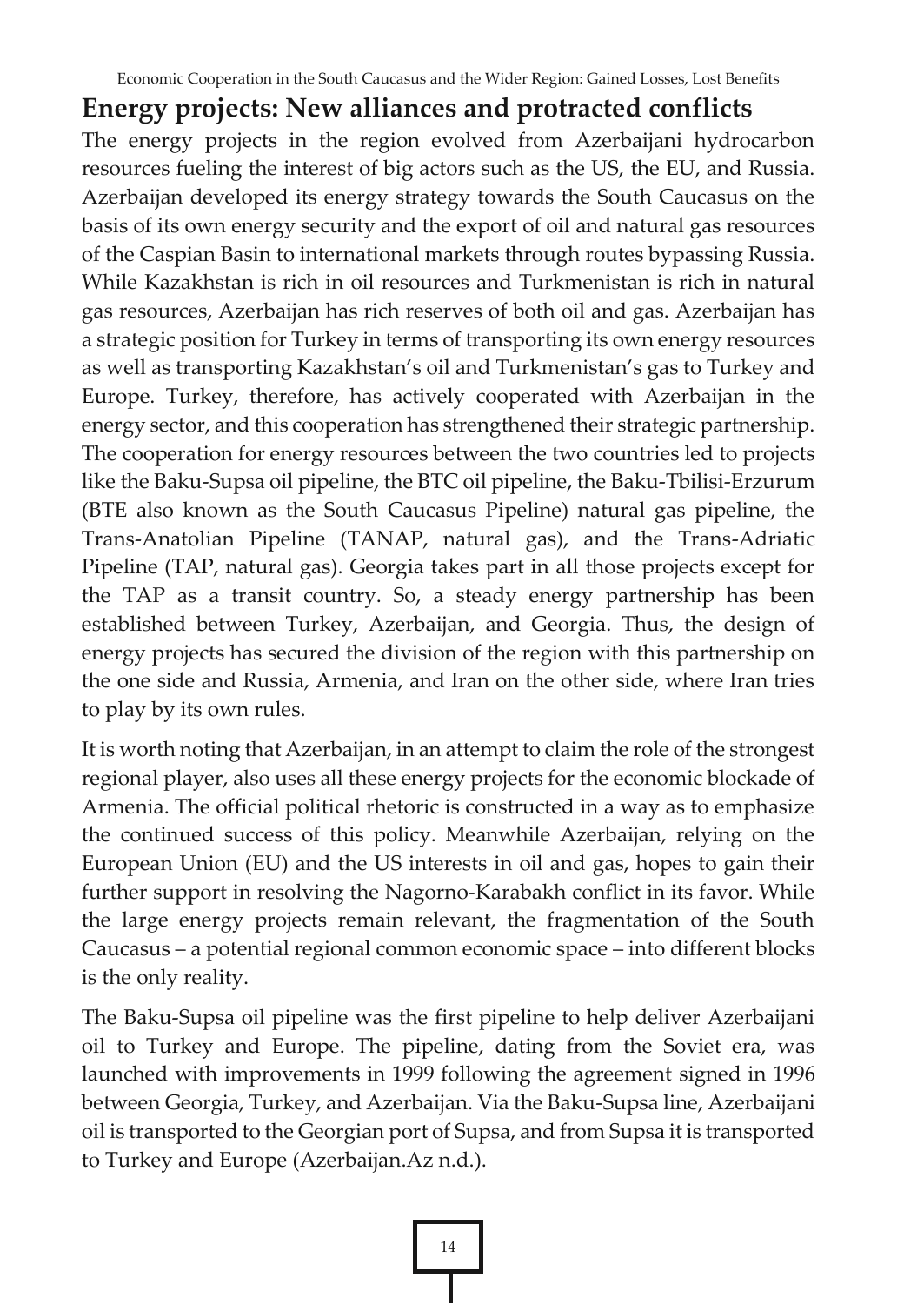## Energy projects: New alliances and protracted conflicts

The energy projects in the region evolved from Azerbaijani hydrocarbon resources fueling the interest of big actors such as the US, the EU, and Russia. Azerbaijan developed its energy strategy towards the South Caucasus on the basis of its own energy security and the export of oil and natural gas resources of the Caspian Basin to international markets through routes bypassing Russia. While Kazakhstan is rich in oil resources and Turkmenistan is rich in natural gas resources, Azerbaijan has rich reserves of both oil and gas. Azerbaijan has a strategic position for Turkey in terms of transporting its own energy resources as well as transporting Kazakhstan's oil and Turkmenistan's gas to Turkey and Europe. Turkey, therefore, has actively cooperated with Azerbaijan in the energy sector, and this cooperation has strengthened their strategic partnership. The cooperation for energy resources between the two countries led to projects like the Baku-Supsa oil pipeline, the BTC oil pipeline, the Baku-Tbilisi-Erzurum (BTE also known as the South Caucasus Pipeline) natural gas pipeline, the Trans-Anatolian Pipeline (TANAP, natural gas), and the Trans-Adriatic Pipeline (TAP, natural gas). Georgia takes part in all those projects except for the TAP as a transit country. So, a steady energy partnership has been established between Turkey, Azerbaijan, and Georgia. Thus, the design of energy projects has secured the division of the region with this partnership on the one side and Russia, Armenia, and Iran on the other side, where Iran tries to play by its own rules.

It is worth noting that Azerbaijan, in an attempt to claim the role of the strongest regional player, also uses all these energy projects for the economic blockade of Armenia. The official political rhetoric is constructed in a way as to emphasize the continued success of this policy. Meanwhile Azerbaijan, relying on the European Union (EU) and the US interests in oil and gas, hopes to gain their further support in resolving the Nagorno-Karabakh conflict in its favor. While the large energy projects remain relevant, the fragmentation of the South Caucasus – a potential regional common economic space – into different blocks is the only reality.

The Baku-Supsa oil pipeline was the first pipeline to help deliver Azerbaijani oil to Turkey and Europe. The pipeline, dating from the Soviet era, was launched with improvements in 1999 following the agreement signed in 1996 between Georgia, Turkey, and Azerbaijan. Via the Baku-Supsa line, Azerbaijani oil is transported to the Georgian port of Supsa, and from Supsa it is transported to Turkey and Europe (Azerbaijan.Az n.d.).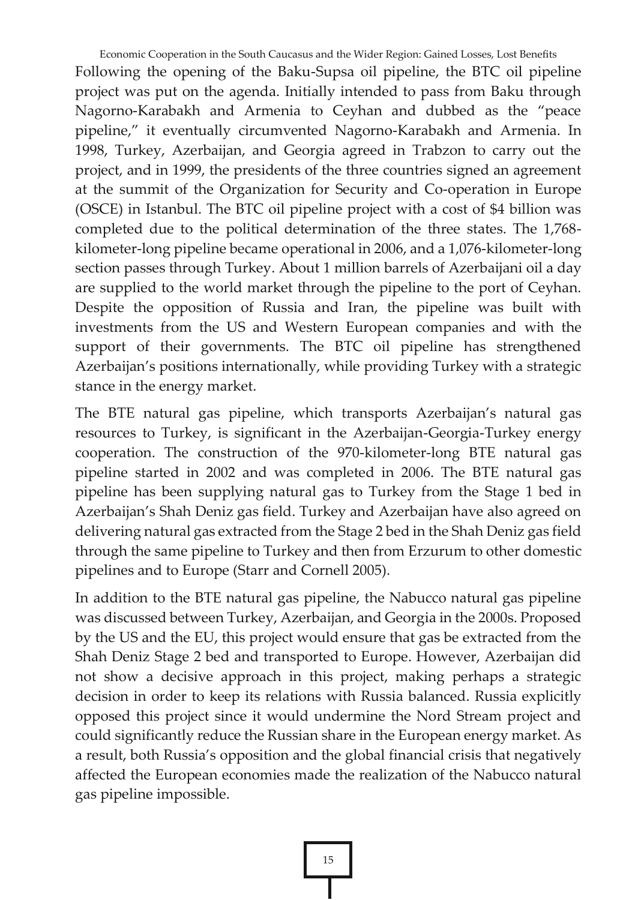Following the opening of the Baku-Supsa oil pipeline, the BTC oil pipeline project was put on the agenda. Initially intended to pass from Baku through Nagorno-Karabakh and Armenia to Ceyhan and dubbed as the "peace pipeline," it eventually circumvented Nagorno-Karabakh and Armenia. In 1998, Turkey, Azerbaijan, and Georgia agreed in Trabzon to carry out the project, and in 1999, the presidents of the three countries signed an agreement at the summit of the Organization for Security and Co-operation in Europe (OSCE) in Istanbul. The BTC oil pipeline project with a cost of $4 billion was completed due to the political determination of the three states. The 1,768-kilometer-long pipeline became operational in 2006, and a 1,076-kilometer-long section passes through Turkey. About 1 million barrels of Azerbaijani oil a day are supplied to the world market through the pipeline to the port of Ceyhan. Despite the opposition of Russia and Iran, the pipeline was built with investments from the US and Western European companies and with the support of their governments. The BTC oil pipeline has strengthened Azerbaijan's positions internationally, while providing Turkey with a strategic stance in the energy market.

The BTE natural gas pipeline, which transports Azerbaijan's natural gas resources to Turkey, is significant in the Azerbaijan-Georgia-Turkey energy cooperation. The construction of the 970-kilometer-long BTE natural gas pipeline started in 2002 and was completed in 2006. The BTE natural gas pipeline has been supplying natural gas to Turkey from the Stage 1 bed in Azerbaijan's Shah Deniz gas field. Turkey and Azerbaijan have also agreed on delivering natural gas extracted from the Stage 2 bed in the Shah Deniz gas field through the same pipeline to Turkey and then from Erzurum to other domestic pipelines and to Europe (Starr and Cornell 2005).

In addition to the BTE natural gas pipeline, the Nabucco natural gas pipeline was discussed between Turkey, Azerbaijan, and Georgia in the 2000s. Proposed by the US and the EU, this project would ensure that gas be extracted from the Shah Deniz Stage 2 bed and transported to Europe. However, Azerbaijan did not show a decisive approach in this project, making perhaps a strategic decision in order to keep its relations with Russia balanced. Russia explicitly opposed this project since it would undermine the Nord Stream project and could significantly reduce the Russian share in the European energy market. As a result, both Russia's opposition and the global financial crisis that negatively affected the European economies made the realization of the Nabucco natural gas pipeline impossible.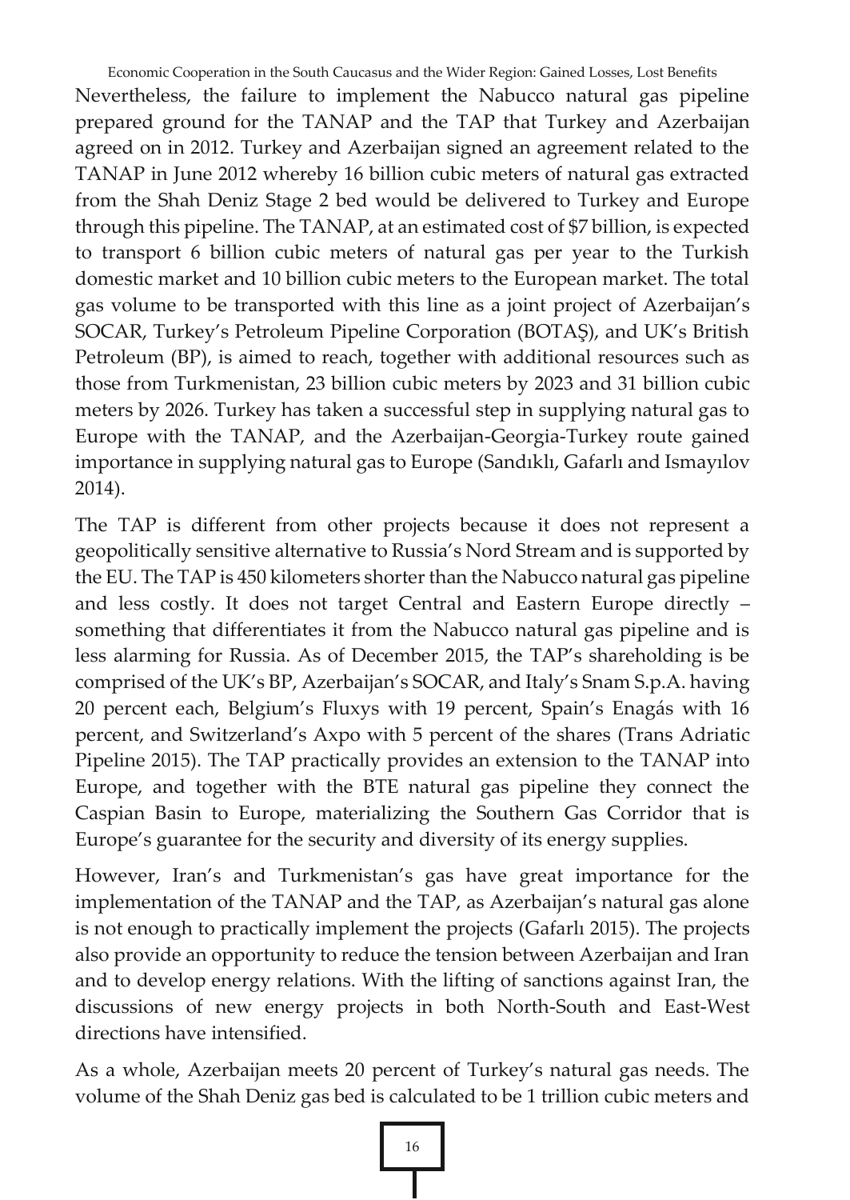Nevertheless, the failure to implement the Nabucco natural gas pipeline prepared ground for the TANAP and the TAP that Turkey and Azerbaijan agreed on in 2012. Turkey and Azerbaijan signed an agreement related to the TANAP in June 2012 whereby 16 billion cubic meters of natural gas extracted from the Shah Deniz Stage 2 bed would be delivered to Turkey and Europe through this pipeline. The TANAP, at an estimated cost of $7 billion, is expected to transport 6 billion cubic meters of natural gas per year to the Turkish domestic market and 10 billion cubic meters to the European market. The total gas volume to be transported with this line as a joint project of Azerbaijan's SOCAR, Turkey's Petroleum Pipeline Corporation (BOTAŞ), and UK's British Petroleum (BP), is aimed to reach, together with additional resources such as those from Turkmenistan, 23 billion cubic meters by 2023 and 31 billion cubic meters by 2026. Turkey has taken a successful step in supplying natural gas to Europe with the TANAP, and the Azerbaijan-Georgia-Turkey route gained importance in supplying natural gas to Europe (Sandıklı, Gafarlı and Ismayılov 2014).

The TAP is different from other projects because it does not represent a geopolitically sensitive alternative to Russia's Nord Stream and is supported by the EU. The TAP is 450 kilometers shorter than the Nabucco natural gas pipeline and less costly. It does not target Central and Eastern Europe directly – something that differentiates it from the Nabucco natural gas pipeline and is less alarming for Russia. As of December 2015, the TAP's shareholding is be comprised of the UK's BP, Azerbaijan's SOCAR, and Italy's Snam S.p.A. having 20 percent each, Belgium's Fluxys with 19 percent, Spain's Enagás with 16 percent, and Switzerland's Axpo with 5 percent of the shares (Trans Adriatic Pipeline 2015). The TAP practically provides an extension to the TANAP into Europe, and together with the BTE natural gas pipeline they connect the Caspian Basin to Europe, materializing the Southern Gas Corridor that is Europe's guarantee for the security and diversity of its energy supplies.

However, Iran's and Turkmenistan's gas have great importance for the implementation of the TANAP and the TAP, as Azerbaijan's natural gas alone is not enough to practically implement the projects (Gafarlı 2015). The projects also provide an opportunity to reduce the tension between Azerbaijan and Iran and to develop energy relations. With the lifting of sanctions against Iran, the discussions of new energy projects in both North-South and East-West directions have intensified.

As a whole, Azerbaijan meets 20 percent of Turkey's natural gas needs. The volume of the Shah Deniz gas bed is calculated to be 1 trillion cubic meters and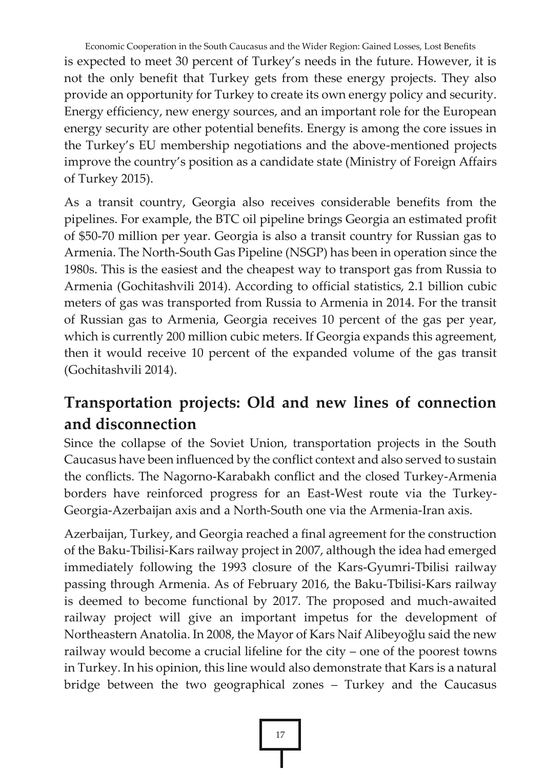is expected to meet 30 percent of Turkey's needs in the future. However, it is not the only benefit that Turkey gets from these energy projects. They also provide an opportunity for Turkey to create its own energy policy and security. Energy efficiency, new energy sources, and an important role for the European energy security are other potential benefits. Energy is among the core issues in the Turkey's EU membership negotiations and the above-mentioned projects improve the country's position as a candidate state (Ministry of Foreign Affairs of Turkey 2015).

As a transit country, Georgia also receives considerable benefits from the pipelines. For example, the BTC oil pipeline brings Georgia an estimated profit of $50-70 million per year. Georgia is also a transit country for Russian gas to Armenia. The North-South Gas Pipeline (NSGP) has been in operation since the 1980s. This is the easiest and the cheapest way to transport gas from Russia to Armenia (Gochitashvili 2014). According to official statistics, 2.1 billion cubic meters of gas was transported from Russia to Armenia in 2014. For the transit of Russian gas to Armenia, Georgia receives 10 percent of the gas per year, which is currently 200 million cubic meters. If Georgia expands this agreement, then it would receive 10 percent of the expanded volume of the gas transit (Gochitashvili 2014).

## Transportation projects: Old and new lines of connection and disconnection

Since the collapse of the Soviet Union, transportation projects in the South Caucasus have been influenced by the conflict context and also served to sustain the conflicts. The Nagorno-Karabakh conflict and the closed Turkey-Armenia borders have reinforced progress for an East-West route via the Turkey-Georgia-Azerbaijan axis and a North-South one via the Armenia-Iran axis.

Azerbaijan, Turkey, and Georgia reached a final agreement for the construction of the Baku-Tbilisi-Kars railway project in 2007, although the idea had emerged immediately following the 1993 closure of the Kars-Gyumri-Tbilisi railway passing through Armenia. As of February 2016, the Baku-Tbilisi-Kars railway is deemed to become functional by 2017. The proposed and much-awaited railway project will give an important impetus for the development of Northeastern Anatolia. In 2008, the Mayor of Kars Naif Alibeyoğlu said the new railway would become a crucial lifeline for the city – one of the poorest towns in Turkey. In his opinion, this line would also demonstrate that Kars is a natural bridge between the two geographical zones – Turkey and the Caucasus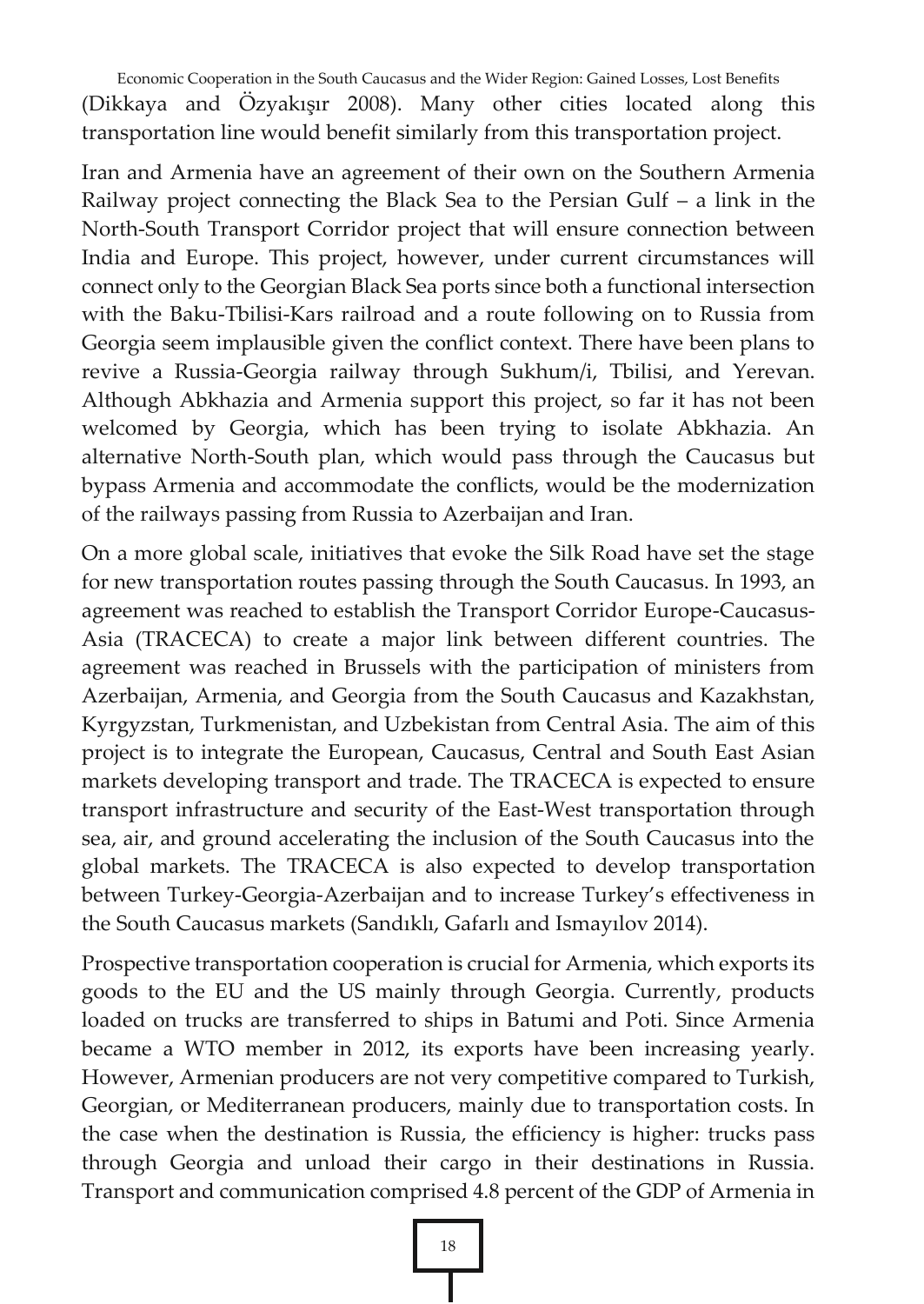(Dikkaya and Özyakışır 2008). Many other cities located along this transportation line would benefit similarly from this transportation project.

Iran and Armenia have an agreement of their own on the Southern Armenia Railway project connecting the Black Sea to the Persian Gulf – a link in the North-South Transport Corridor project that will ensure connection between India and Europe. This project, however, under current circumstances will connect only to the Georgian Black Sea ports since both a functional intersection with the Baku-Tbilisi-Kars railroad and a route following on to Russia from Georgia seem implausible given the conflict context. There have been plans to revive a Russia-Georgia railway through Sukhum/i, Tbilisi, and Yerevan. Although Abkhazia and Armenia support this project, so far it has not been welcomed by Georgia, which has been trying to isolate Abkhazia. An alternative North-South plan, which would pass through the Caucasus but bypass Armenia and accommodate the conflicts, would be the modernization of the railways passing from Russia to Azerbaijan and Iran.

On a more global scale, initiatives that evoke the Silk Road have set the stage for new transportation routes passing through the South Caucasus. In 1993, an agreement was reached to establish the Transport Corridor Europe-Caucasus-Asia (TRACECA) to create a major link between different countries. The agreement was reached in Brussels with the participation of ministers from Azerbaijan, Armenia, and Georgia from the South Caucasus and Kazakhstan, Kyrgyzstan, Turkmenistan, and Uzbekistan from Central Asia. The aim of this project is to integrate the European, Caucasus, Central and South East Asian markets developing transport and trade. The TRACECA is expected to ensure transport infrastructure and security of the East-West transportation through sea, air, and ground accelerating the inclusion of the South Caucasus into the global markets. The TRACECA is also expected to develop transportation between Turkey-Georgia-Azerbaijan and to increase Turkey's effectiveness in the South Caucasus markets (Sandıklı, Gafarlı and Ismayılov 2014).

Prospective transportation cooperation is crucial for Armenia, which exports its goods to the EU and the US mainly through Georgia. Currently, products loaded on trucks are transferred to ships in Batumi and Poti. Since Armenia became a WTO member in 2012, its exports have been increasing yearly. However, Armenian producers are not very competitive compared to Turkish, Georgian, or Mediterranean producers, mainly due to transportation costs. In the case when the destination is Russia, the efficiency is higher: trucks pass through Georgia and unload their cargo in their destinations in Russia. Transport and communication comprised 4.8 percent of the GDP of Armenia in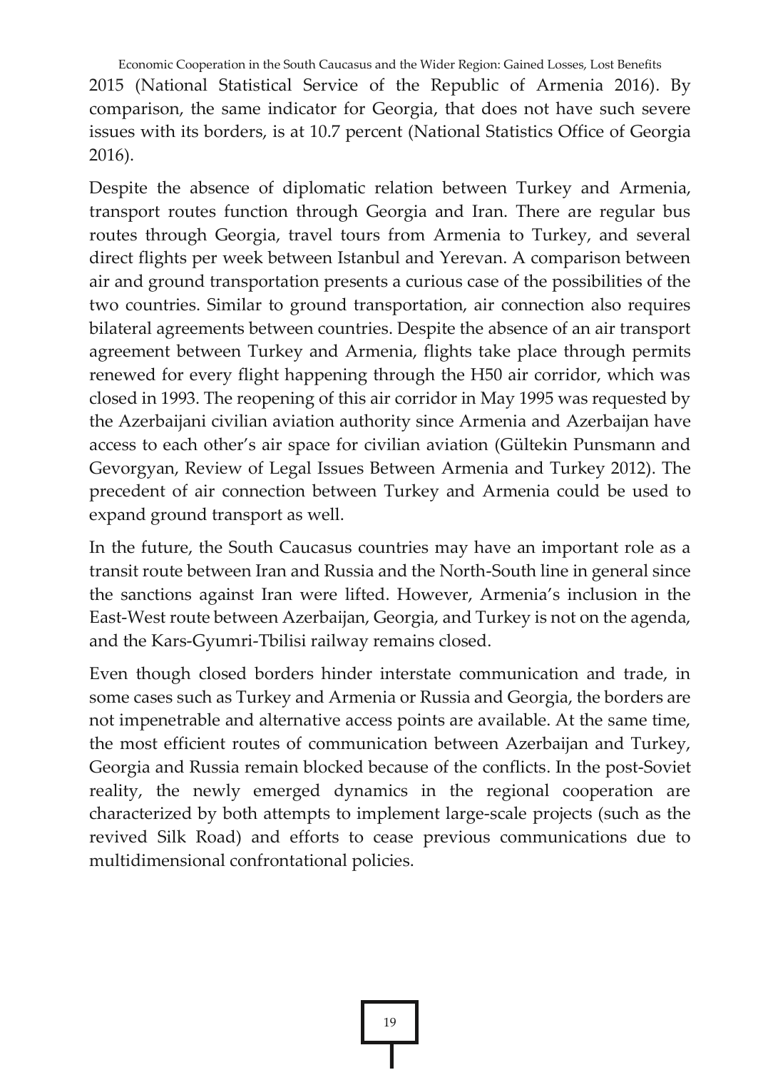2015 (National Statistical Service of the Republic of Armenia 2016). By comparison, the same indicator for Georgia, that does not have such severe issues with its borders, is at 10.7 percent (National Statistics Office of Georgia 2016).

Despite the absence of diplomatic relation between Turkey and Armenia, transport routes function through Georgia and Iran. There are regular bus routes through Georgia, travel tours from Armenia to Turkey, and several direct flights per week between Istanbul and Yerevan. A comparison between air and ground transportation presents a curious case of the possibilities of the two countries. Similar to ground transportation, air connection also requires bilateral agreements between countries. Despite the absence of an air transport agreement between Turkey and Armenia, flights take place through permits renewed for every flight happening through the H50 air corridor, which was closed in 1993. The reopening of this air corridor in May 1995 was requested by the Azerbaijani civilian aviation authority since Armenia and Azerbaijan have access to each other's air space for civilian aviation (Gültekin Punsmann and Gevorgyan, Review of Legal Issues Between Armenia and Turkey 2012). The precedent of air connection between Turkey and Armenia could be used to expand ground transport as well.

In the future, the South Caucasus countries may have an important role as a transit route between Iran and Russia and the North-South line in general since the sanctions against Iran were lifted. However, Armenia's inclusion in the East-West route between Azerbaijan, Georgia, and Turkey is not on the agenda, and the Kars-Gyumri-Tbilisi railway remains closed.

Even though closed borders hinder interstate communication and trade, in some cases such as Turkey and Armenia or Russia and Georgia, the borders are not impenetrable and alternative access points are available. At the same time, the most efficient routes of communication between Azerbaijan and Turkey, Georgia and Russia remain blocked because of the conflicts. In the post-Soviet reality, the newly emerged dynamics in the regional cooperation are characterized by both attempts to implement large-scale projects (such as the revived Silk Road) and efforts to cease previous communications due to multidimensional confrontational policies.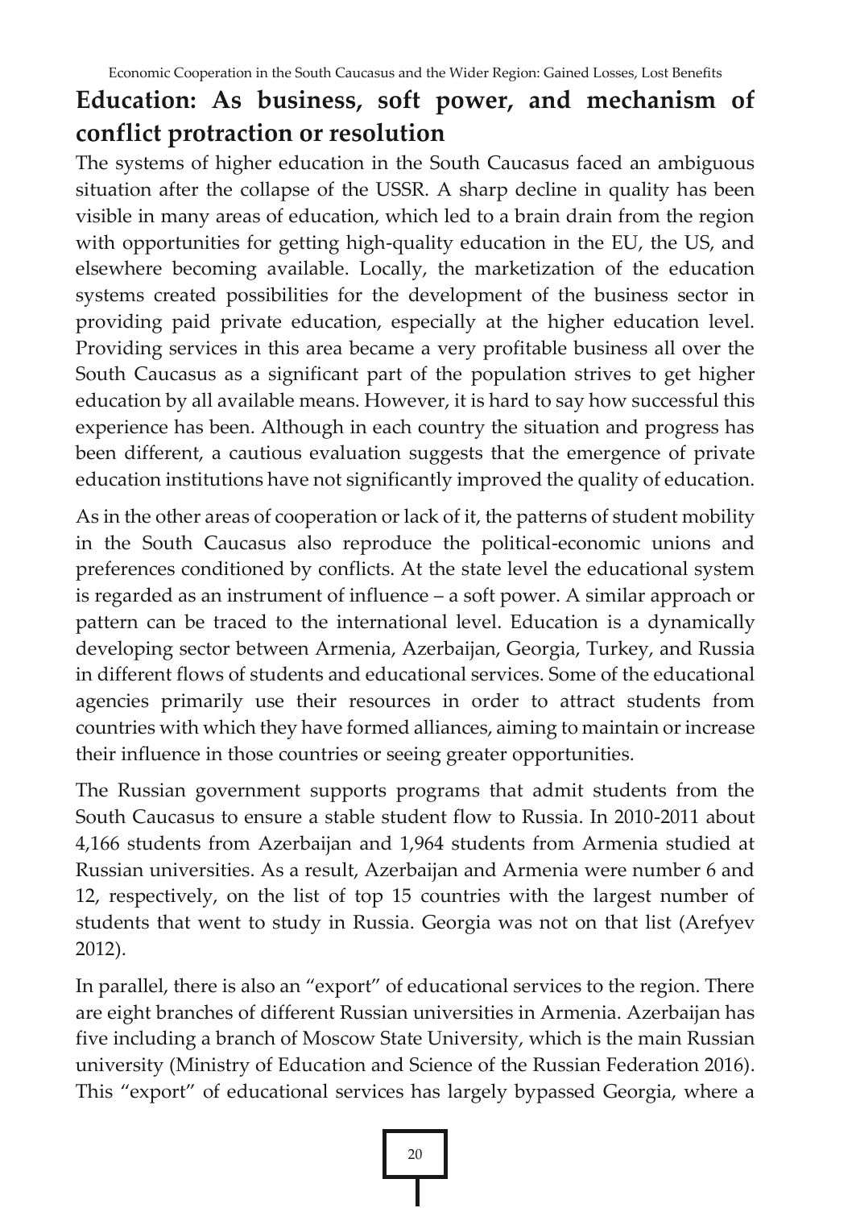## Education: As business, soft power, and mechanism of conflict protraction or resolution

The systems of higher education in the South Caucasus faced an ambiguous situation after the collapse of the USSR. A sharp decline in quality has been visible in many areas of education, which led to a brain drain from the region with opportunities for getting high-quality education in the EU, the US, and elsewhere becoming available. Locally, the marketization of the education systems created possibilities for the development of the business sector in providing paid private education, especially at the higher education level. Providing services in this area became a very profitable business all over the South Caucasus as a significant part of the population strives to get higher education by all available means. However, it is hard to say how successful this experience has been. Although in each country the situation and progress has been different, a cautious evaluation suggests that the emergence of private education institutions have not significantly improved the quality of education.

As in the other areas of cooperation or lack of it, the patterns of student mobility in the South Caucasus also reproduce the political-economic unions and preferences conditioned by conflicts. At the state level the educational system is regarded as an instrument of influence – a soft power. A similar approach or pattern can be traced to the international level. Education is a dynamically developing sector between Armenia, Azerbaijan, Georgia, Turkey, and Russia in different flows of students and educational services. Some of the educational agencies primarily use their resources in order to attract students from countries with which they have formed alliances, aiming to maintain or increase their influence in those countries or seeing greater opportunities.

The Russian government supports programs that admit students from the South Caucasus to ensure a stable student flow to Russia. In 2010-2011 about 4,166 students from Azerbaijan and 1,964 students from Armenia studied at Russian universities. As a result, Azerbaijan and Armenia were number 6 and 12, respectively, on the list of top 15 countries with the largest number of students that went to study in Russia. Georgia was not on that list (Arefyev 2012).

In parallel, there is also an "export" of educational services to the region. There are eight branches of different Russian universities in Armenia. Azerbaijan has five including a branch of Moscow State University, which is the main Russian university (Ministry of Education and Science of the Russian Federation 2016). This "export" of educational services has largely bypassed Georgia, where a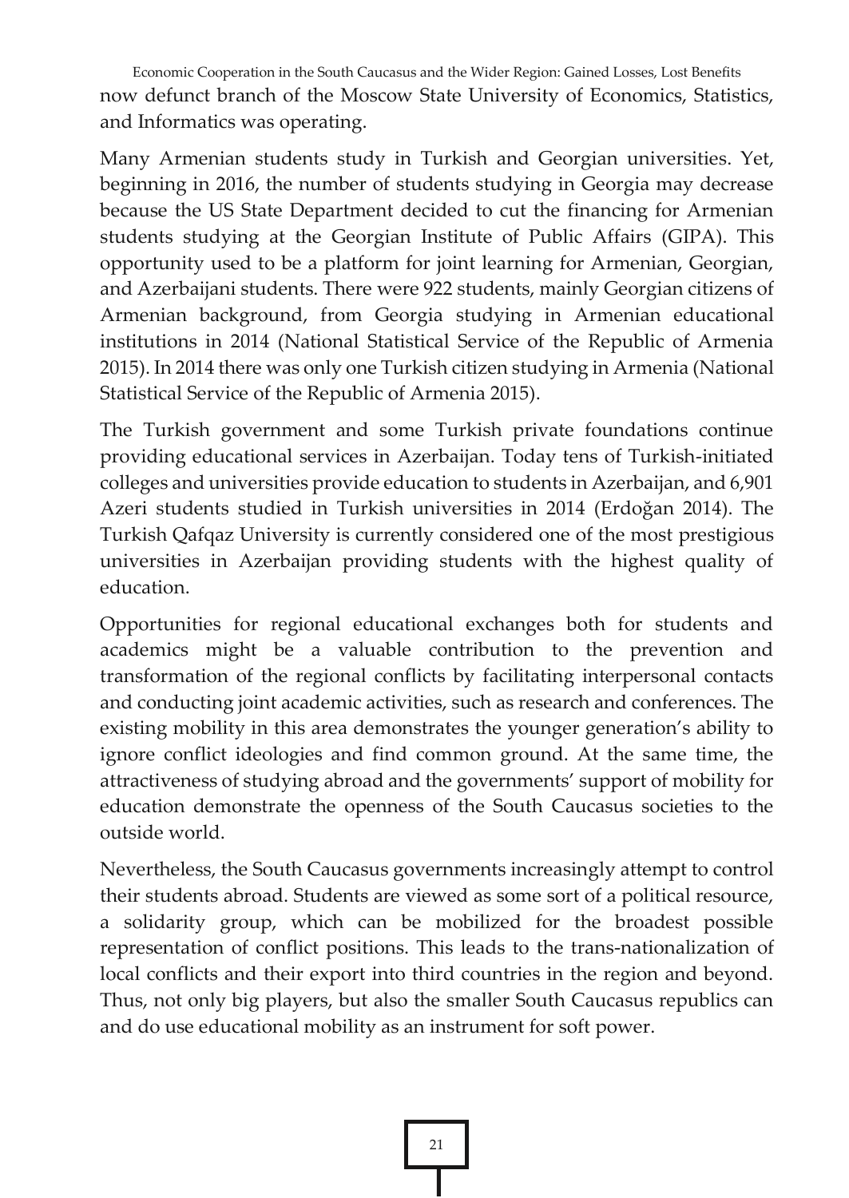now defunct branch of the Moscow State University of Economics, Statistics, and Informatics was operating.

Many Armenian students study in Turkish and Georgian universities. Yet, beginning in 2016, the number of students studying in Georgia may decrease because the US State Department decided to cut the financing for Armenian students studying at the Georgian Institute of Public Affairs (GIPA). This opportunity used to be a platform for joint learning for Armenian, Georgian, and Azerbaijani students. There were 922 students, mainly Georgian citizens of Armenian background, from Georgia studying in Armenian educational institutions in 2014 (National Statistical Service of the Republic of Armenia 2015). In 2014 there was only one Turkish citizen studying in Armenia (National Statistical Service of the Republic of Armenia 2015).

The Turkish government and some Turkish private foundations continue providing educational services in Azerbaijan. Today tens of Turkish-initiated colleges and universities provide education to students in Azerbaijan, and 6,901 Azeri students studied in Turkish universities in 2014 (Erdoğan 2014). The Turkish Qafqaz University is currently considered one of the most prestigious universities in Azerbaijan providing students with the highest quality of education.

Opportunities for regional educational exchanges both for students and academics might be a valuable contribution to the prevention and transformation of the regional conflicts by facilitating interpersonal contacts and conducting joint academic activities, such as research and conferences. The existing mobility in this area demonstrates the younger generation's ability to ignore conflict ideologies and find common ground. At the same time, the attractiveness of studying abroad and the governments' support of mobility for education demonstrate the openness of the South Caucasus societies to the outside world.

Nevertheless, the South Caucasus governments increasingly attempt to control their students abroad. Students are viewed as some sort of a political resource, a solidarity group, which can be mobilized for the broadest possible representation of conflict positions. This leads to the trans-nationalization of local conflicts and their export into third countries in the region and beyond. Thus, not only big players, but also the smaller South Caucasus republics can and do use educational mobility as an instrument for soft power.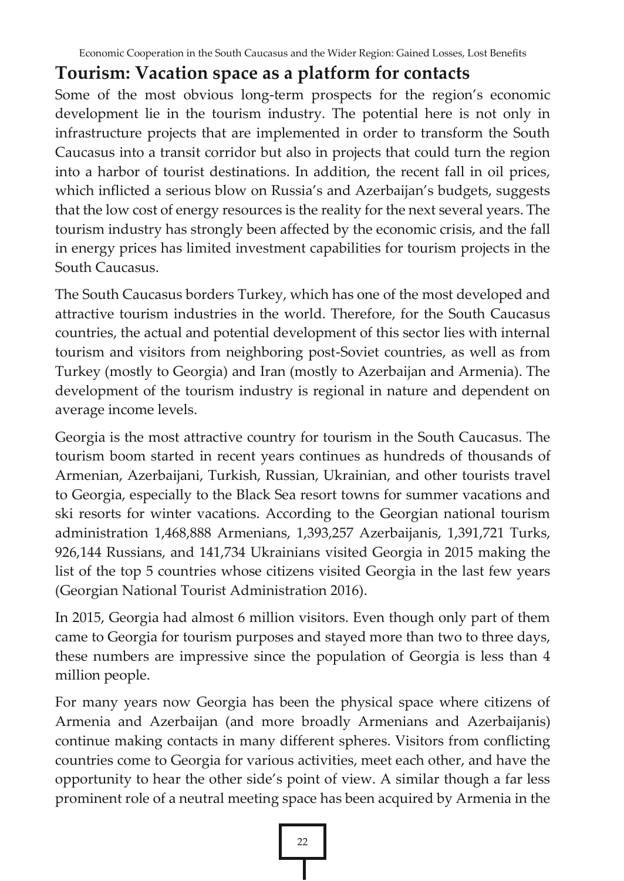## Tourism: Vacation space as a platform for contacts

Some of the most obvious long-term prospects for the region's economic development lie in the tourism industry. The potential here is not only in infrastructure projects that are implemented in order to transform the South Caucasus into a transit corridor but also in projects that could turn the region into a harbor of tourist destinations. In addition, the recent fall in oil prices, which inflicted a serious blow on Russia's and Azerbaijan's budgets, suggests that the low cost of energy resources is the reality for the next several years. The tourism industry has strongly been affected by the economic crisis, and the fall in energy prices has limited investment capabilities for tourism projects in the South Caucasus.

The South Caucasus borders Turkey, which has one of the most developed and attractive tourism industries in the world. Therefore, for the South Caucasus countries, the actual and potential development of this sector lies with internal tourism and visitors from neighboring post-Soviet countries, as well as from Turkey (mostly to Georgia) and Iran (mostly to Azerbaijan and Armenia). The development of the tourism industry is regional in nature and dependent on average income levels.

Georgia is the most attractive country for tourism in the South Caucasus. The tourism boom started in recent years continues as hundreds of thousands of Armenian, Azerbaijani, Turkish, Russian, Ukrainian, and other tourists travel to Georgia, especially to the Black Sea resort towns for summer vacations and ski resorts for winter vacations. According to the Georgian national tourism administration 1,468,888 Armenians, 1,393,257 Azerbaijanis, 1,391,721 Turks, 926,144 Russians, and 141,734 Ukrainians visited Georgia in 2015 making the list of the top 5 countries whose citizens visited Georgia in the last few years (Georgian National Tourist Administration 2016).

In 2015, Georgia had almost 6 million visitors. Even though only part of them came to Georgia for tourism purposes and stayed more than two to three days, these numbers are impressive since the population of Georgia is less than 4 million people.

For many years now Georgia has been the physical space where citizens of Armenia and Azerbaijan (and more broadly Armenians and Azerbaijanis) continue making contacts in many different spheres. Visitors from conflicting countries come to Georgia for various activities, meet each other, and have the opportunity to hear the other side's point of view. A similar though a far less prominent role of a neutral meeting space has been acquired by Armenia in the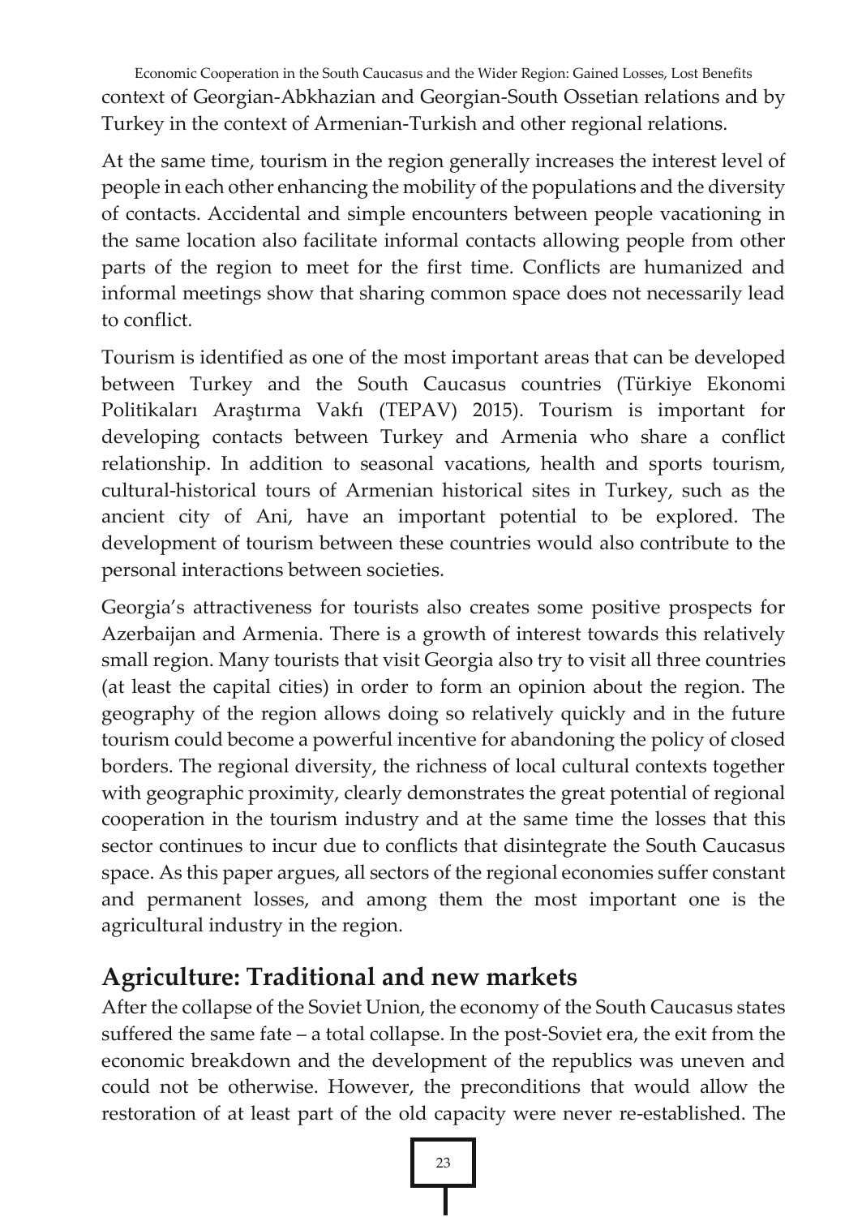context of Georgian-Abkhazian and Georgian-South Ossetian relations and by Turkey in the context of Armenian-Turkish and other regional relations.

At the same time, tourism in the region generally increases the interest level of people in each other enhancing the mobility of the populations and the diversity of contacts. Accidental and simple encounters between people vacationing in the same location also facilitate informal contacts allowing people from other parts of the region to meet for the first time. Conflicts are humanized and informal meetings show that sharing common space does not necessarily lead to conflict.

Tourism is identified as one of the most important areas that can be developed between Turkey and the South Caucasus countries (Türkiye Ekonomi Politikaları Araştırma Vakfı (TEPAV) 2015). Tourism is important for developing contacts between Turkey and Armenia who share a conflict relationship. In addition to seasonal vacations, health and sports tourism, cultural-historical tours of Armenian historical sites in Turkey, such as the ancient city of Ani, have an important potential to be explored. The development of tourism between these countries would also contribute to the personal interactions between societies.

Georgia's attractiveness for tourists also creates some positive prospects for Azerbaijan and Armenia. There is a growth of interest towards this relatively small region. Many tourists that visit Georgia also try to visit all three countries (at least the capital cities) in order to form an opinion about the region. The geography of the region allows doing so relatively quickly and in the future tourism could become a powerful incentive for abandoning the policy of closed borders. The regional diversity, the richness of local cultural contexts together with geographic proximity, clearly demonstrates the great potential of regional cooperation in the tourism industry and at the same time the losses that this sector continues to incur due to conflicts that disintegrate the South Caucasus space. As this paper argues, all sectors of the regional economies suffer constant and permanent losses, and among them the most important one is the agricultural industry in the region.

## Agriculture: Traditional and new markets

After the collapse of the Soviet Union, the economy of the South Caucasus states suffered the same fate – a total collapse. In the post-Soviet era, the exit from the economic breakdown and the development of the republics was uneven and could not be otherwise. However, the preconditions that would allow the restoration of at least part of the old capacity were never re-established. The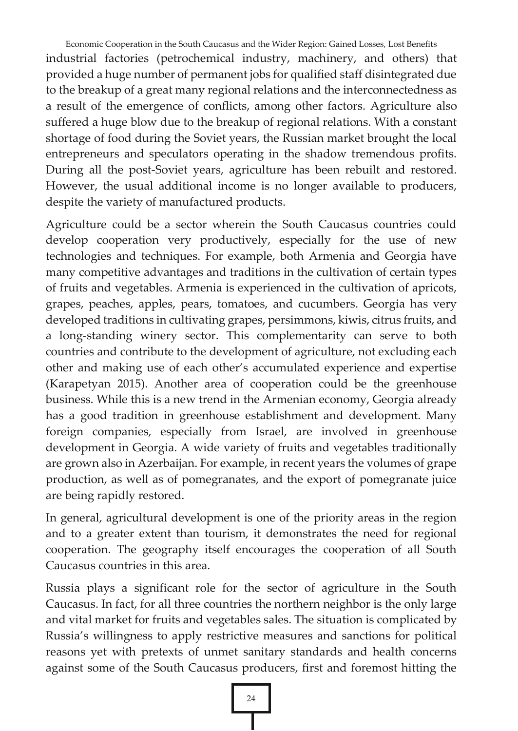industrial factories (petrochemical industry, machinery, and others) that provided a huge number of permanent jobs for qualified staff disintegrated due to the breakup of a great many regional relations and the interconnectedness as a result of the emergence of conflicts, among other factors. Agriculture also suffered a huge blow due to the breakup of regional relations. With a constant shortage of food during the Soviet years, the Russian market brought the local entrepreneurs and speculators operating in the shadow tremendous profits. During all the post-Soviet years, agriculture has been rebuilt and restored. However, the usual additional income is no longer available to producers, despite the variety of manufactured products.

Agriculture could be a sector wherein the South Caucasus countries could develop cooperation very productively, especially for the use of new technologies and techniques. For example, both Armenia and Georgia have many competitive advantages and traditions in the cultivation of certain types of fruits and vegetables. Armenia is experienced in the cultivation of apricots, grapes, peaches, apples, pears, tomatoes, and cucumbers. Georgia has very developed traditions in cultivating grapes, persimmons, kiwis, citrus fruits, and a long-standing winery sector. This complementarity can serve to both countries and contribute to the development of agriculture, not excluding each other and making use of each other's accumulated experience and expertise (Karapetyan 2015). Another area of cooperation could be the greenhouse business. While this is a new trend in the Armenian economy, Georgia already has a good tradition in greenhouse establishment and development. Many foreign companies, especially from Israel, are involved in greenhouse development in Georgia. A wide variety of fruits and vegetables traditionally are grown also in Azerbaijan. For example, in recent years the volumes of grape production, as well as of pomegranates, and the export of pomegranate juice are being rapidly restored.

In general, agricultural development is one of the priority areas in the region and to a greater extent than tourism, it demonstrates the need for regional cooperation. The geography itself encourages the cooperation of all South Caucasus countries in this area.

Russia plays a significant role for the sector of agriculture in the South Caucasus. In fact, for all three countries the northern neighbor is the only large and vital market for fruits and vegetables sales. The situation is complicated by Russia's willingness to apply restrictive measures and sanctions for political reasons yet with pretexts of unmet sanitary standards and health concerns against some of the South Caucasus producers, first and foremost hitting the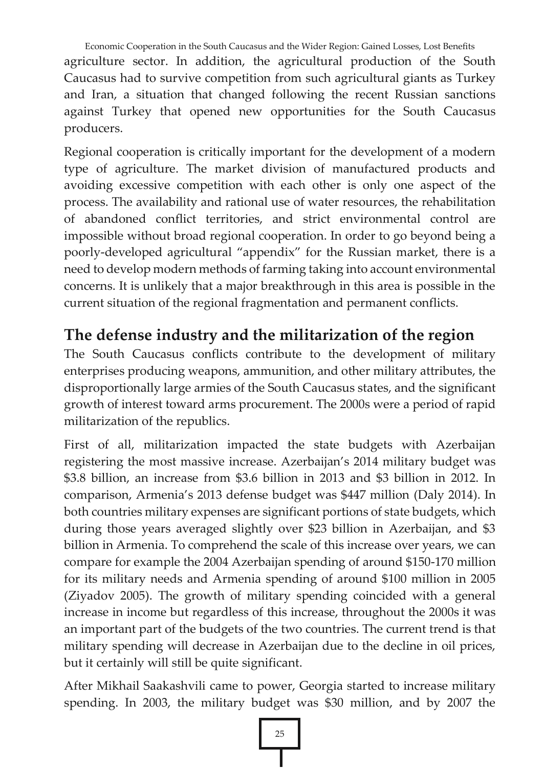agriculture sector. In addition, the agricultural production of the South Caucasus had to survive competition from such agricultural giants as Turkey and Iran, a situation that changed following the recent Russian sanctions against Turkey that opened new opportunities for the South Caucasus producers.

Regional cooperation is critically important for the development of a modern type of agriculture. The market division of manufactured products and avoiding excessive competition with each other is only one aspect of the process. The availability and rational use of water resources, the rehabilitation of abandoned conflict territories, and strict environmental control are impossible without broad regional cooperation. In order to go beyond being a poorly-developed agricultural "appendix" for the Russian market, there is a need to develop modern methods of farming taking into account environmental concerns. It is unlikely that a major breakthrough in this area is possible in the current situation of the regional fragmentation and permanent conflicts.

## The defense industry and the militarization of the region

The South Caucasus conflicts contribute to the development of military enterprises producing weapons, ammunition, and other military attributes, the disproportionally large armies of the South Caucasus states, and the significant growth of interest toward arms procurement. The 2000s were a period of rapid militarization of the republics.

First of all, militarization impacted the state budgets with Azerbaijan registering the most massive increase. Azerbaijan's 2014 military budget was $3.8 billion, an increase from $3.6 billion in 2013 and $3 billion in 2012. In comparison, Armenia's 2013 defense budget was $447 million (Daly 2014). In both countries military expenses are significant portions of state budgets, which during those years averaged slightly over $23 billion in Azerbaijan, and $3 billion in Armenia. To comprehend the scale of this increase over years, we can compare for example the 2004 Azerbaijan spending of around $150-170 million for its military needs and Armenia spending of around $100 million in 2005 (Ziyadov 2005). The growth of military spending coincided with a general increase in income but regardless of this increase, throughout the 2000s it was an important part of the budgets of the two countries. The current trend is that military spending will decrease in Azerbaijan due to the decline in oil prices, but it certainly will still be quite significant.

After Mikhail Saakashvili came to power, Georgia started to increase military spending. In 2003, the military budget was $30 million, and by 2007 the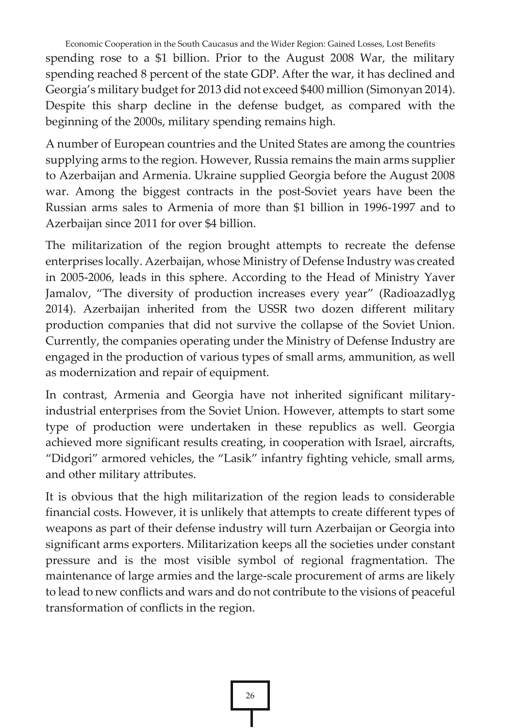spending rose to a $1 billion. Prior to the August 2008 War, the military spending reached 8 percent of the state GDP. After the war, it has declined and Georgia's military budget for 2013 did not exceed $400 million (Simonyan 2014). Despite this sharp decline in the defense budget, as compared with the beginning of the 2000s, military spending remains high.

A number of European countries and the United States are among the countries supplying arms to the region. However, Russia remains the main arms supplier to Azerbaijan and Armenia. Ukraine supplied Georgia before the August 2008 war. Among the biggest contracts in the post-Soviet years have been the Russian arms sales to Armenia of more than $1 billion in 1996-1997 and to Azerbaijan since 2011 for over $4 billion.

The militarization of the region brought attempts to recreate the defense enterprises locally. Azerbaijan, whose Ministry of Defense Industry was created in 2005-2006, leads in this sphere. According to the Head of Ministry Yaver Jamalov, "The diversity of production increases every year" (Radioazadlyg 2014). Azerbaijan inherited from the USSR two dozen different military production companies that did not survive the collapse of the Soviet Union. Currently, the companies operating under the Ministry of Defense Industry are engaged in the production of various types of small arms, ammunition, as well as modernization and repair of equipment.

In contrast, Armenia and Georgia have not inherited significant military-industrial enterprises from the Soviet Union. However, attempts to start some type of production were undertaken in these republics as well. Georgia achieved more significant results creating, in cooperation with Israel, aircrafts, "Didgori" armored vehicles, the "Lasik" infantry fighting vehicle, small arms, and other military attributes.

It is obvious that the high militarization of the region leads to considerable financial costs. However, it is unlikely that attempts to create different types of weapons as part of their defense industry will turn Azerbaijan or Georgia into significant arms exporters. Militarization keeps all the societies under constant pressure and is the most visible symbol of regional fragmentation. The maintenance of large armies and the large-scale procurement of arms are likely to lead to new conflicts and wars and do not contribute to the visions of peaceful transformation of conflicts in the region.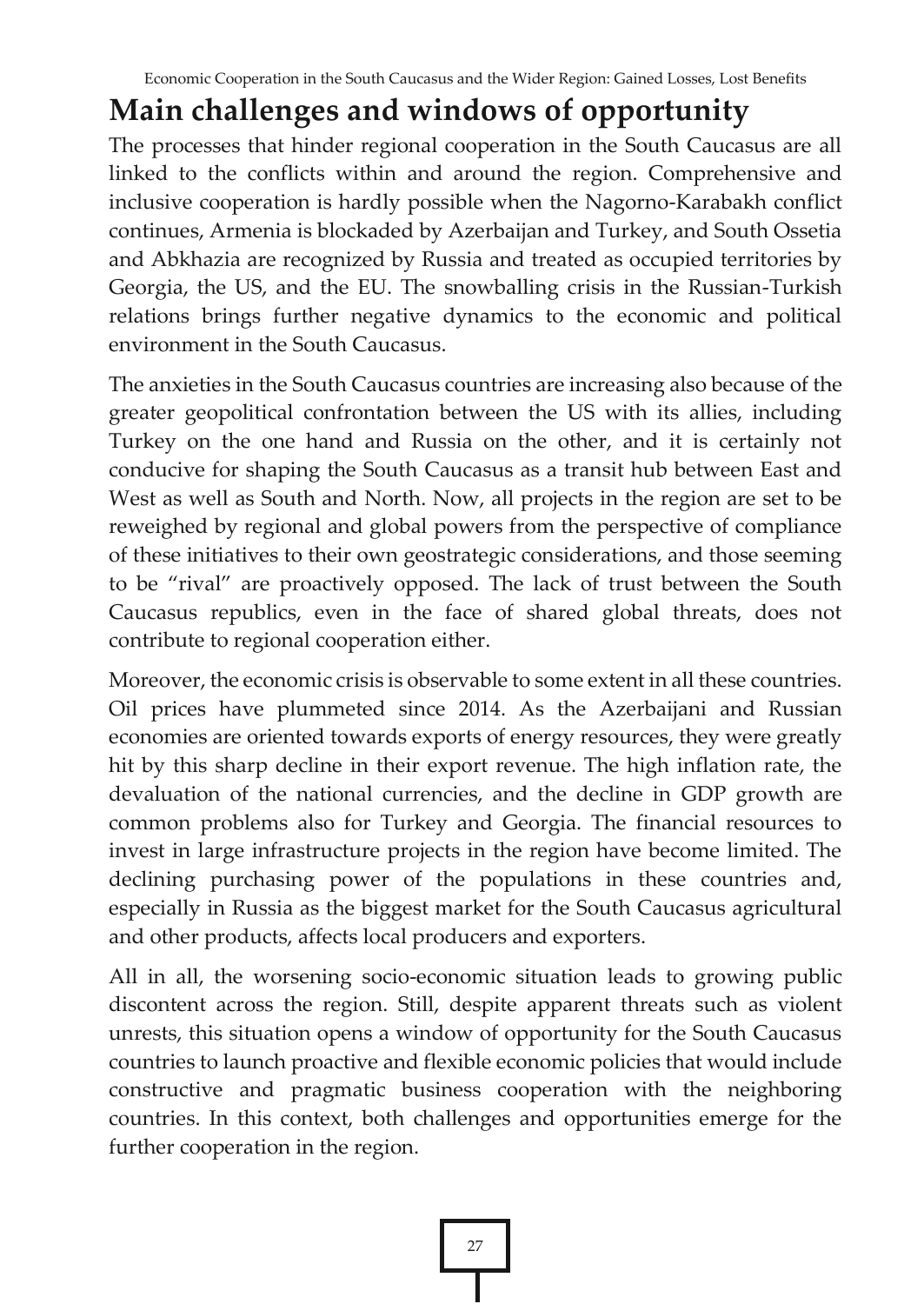# Main challenges and windows of opportunity

The processes that hinder regional cooperation in the South Caucasus are all linked to the conflicts within and around the region. Comprehensive and inclusive cooperation is hardly possible when the Nagorno-Karabakh conflict continues, Armenia is blockaded by Azerbaijan and Turkey, and South Ossetia and Abkhazia are recognized by Russia and treated as occupied territories by Georgia, the US, and the EU. The snowballing crisis in the Russian-Turkish relations brings further negative dynamics to the economic and political environment in the South Caucasus.

The anxieties in the South Caucasus countries are increasing also because of the greater geopolitical confrontation between the US with its allies, including Turkey on the one hand and Russia on the other, and it is certainly not conducive for shaping the South Caucasus as a transit hub between East and West as well as South and North. Now, all projects in the region are set to be reweighed by regional and global powers from the perspective of compliance of these initiatives to their own geostrategic considerations, and those seeming to be "rival" are proactively opposed. The lack of trust between the South Caucasus republics, even in the face of shared global threats, does not contribute to regional cooperation either.

Moreover, the economic crisis is observable to some extent in all these countries. Oil prices have plummeted since 2014. As the Azerbaijani and Russian economies are oriented towards exports of energy resources, they were greatly hit by this sharp decline in their export revenue. The high inflation rate, the devaluation of the national currencies, and the decline in GDP growth are common problems also for Turkey and Georgia. The financial resources to invest in large infrastructure projects in the region have become limited. The declining purchasing power of the populations in these countries and, especially in Russia as the biggest market for the South Caucasus agricultural and other products, affects local producers and exporters.

All in all, the worsening socio-economic situation leads to growing public discontent across the region. Still, despite apparent threats such as violent unrests, this situation opens a window of opportunity for the South Caucasus countries to launch proactive and flexible economic policies that would include constructive and pragmatic business cooperation with the neighboring countries. In this context, both challenges and opportunities emerge for the further cooperation in the region.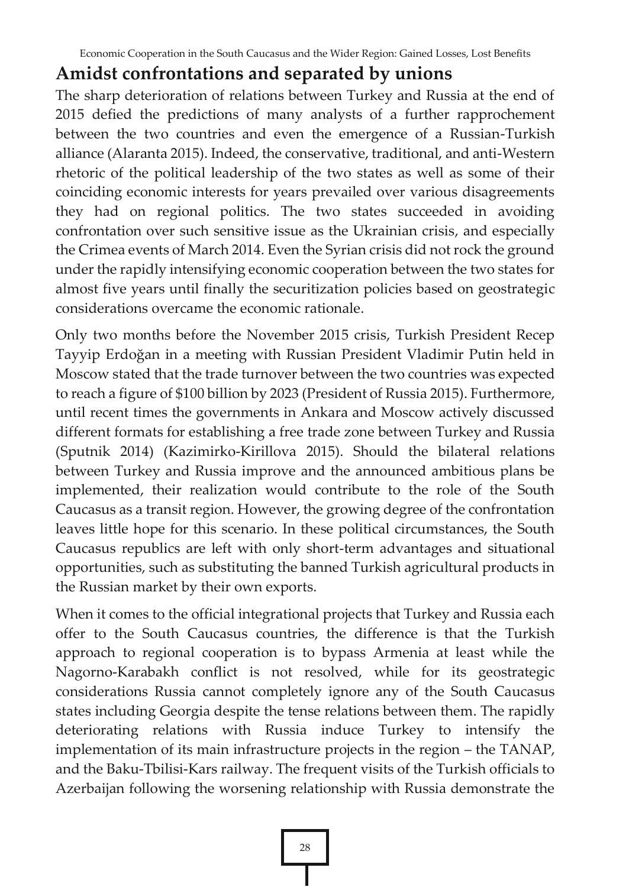## Amidst confrontations and separated by unions

The sharp deterioration of relations between Turkey and Russia at the end of 2015 defied the predictions of many analysts of a further rapprochement between the two countries and even the emergence of a Russian-Turkish alliance (Alaranta 2015). Indeed, the conservative, traditional, and anti-Western rhetoric of the political leadership of the two states as well as some of their coinciding economic interests for years prevailed over various disagreements they had on regional politics. The two states succeeded in avoiding confrontation over such sensitive issue as the Ukrainian crisis, and especially the Crimea events of March 2014. Even the Syrian crisis did not rock the ground under the rapidly intensifying economic cooperation between the two states for almost five years until finally the securitization policies based on geostrategic considerations overcame the economic rationale.

Only two months before the November 2015 crisis, Turkish President Recep Tayyip Erdoğan in a meeting with Russian President Vladimir Putin held in Moscow stated that the trade turnover between the two countries was expected to reach a figure of $100 billion by 2023 (President of Russia 2015). Furthermore, until recent times the governments in Ankara and Moscow actively discussed different formats for establishing a free trade zone between Turkey and Russia (Sputnik 2014) (Kazimirko-Kirillova 2015). Should the bilateral relations between Turkey and Russia improve and the announced ambitious plans be implemented, their realization would contribute to the role of the South Caucasus as a transit region. However, the growing degree of the confrontation leaves little hope for this scenario. In these political circumstances, the South Caucasus republics are left with only short-term advantages and situational opportunities, such as substituting the banned Turkish agricultural products in the Russian market by their own exports.

When it comes to the official integrational projects that Turkey and Russia each offer to the South Caucasus countries, the difference is that the Turkish approach to regional cooperation is to bypass Armenia at least while the Nagorno-Karabakh conflict is not resolved, while for its geostrategic considerations Russia cannot completely ignore any of the South Caucasus states including Georgia despite the tense relations between them. The rapidly deteriorating relations with Russia induce Turkey to intensify the implementation of its main infrastructure projects in the region – the TANAP, and the Baku-Tbilisi-Kars railway. The frequent visits of the Turkish officials to Azerbaijan following the worsening relationship with Russia demonstrate the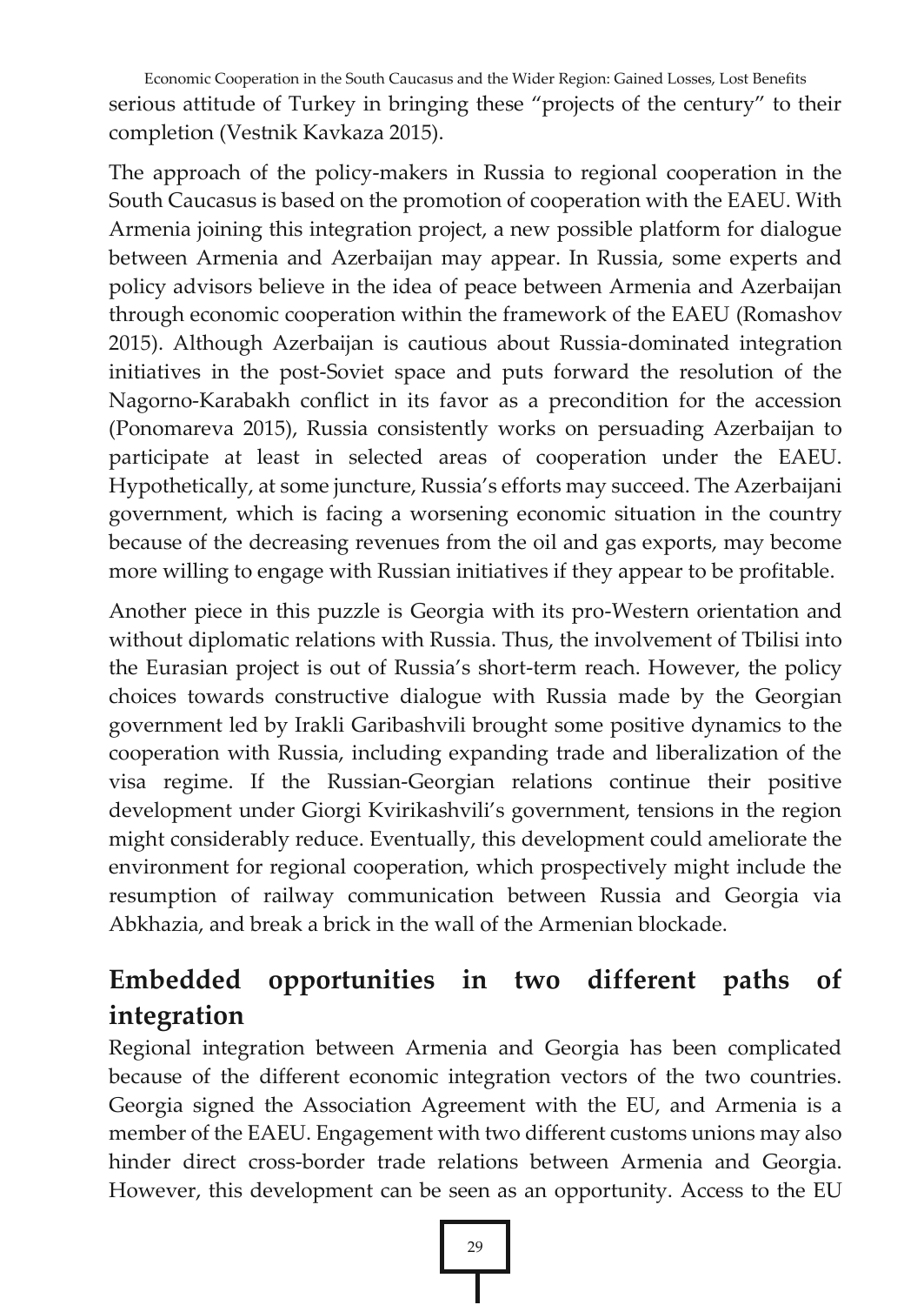serious attitude of Turkey in bringing these "projects of the century" to their completion (Vestnik Kavkaza 2015).

The approach of the policy-makers in Russia to regional cooperation in the South Caucasus is based on the promotion of cooperation with the EAEU. With Armenia joining this integration project, a new possible platform for dialogue between Armenia and Azerbaijan may appear. In Russia, some experts and policy advisors believe in the idea of peace between Armenia and Azerbaijan through economic cooperation within the framework of the EAEU (Romashov 2015). Although Azerbaijan is cautious about Russia-dominated integration initiatives in the post-Soviet space and puts forward the resolution of the Nagorno-Karabakh conflict in its favor as a precondition for the accession (Ponomareva 2015), Russia consistently works on persuading Azerbaijan to participate at least in selected areas of cooperation under the EAEU. Hypothetically, at some juncture, Russia's efforts may succeed. The Azerbaijani government, which is facing a worsening economic situation in the country because of the decreasing revenues from the oil and gas exports, may become more willing to engage with Russian initiatives if they appear to be profitable.

Another piece in this puzzle is Georgia with its pro-Western orientation and without diplomatic relations with Russia. Thus, the involvement of Tbilisi into the Eurasian project is out of Russia's short-term reach. However, the policy choices towards constructive dialogue with Russia made by the Georgian government led by Irakli Garibashvili brought some positive dynamics to the cooperation with Russia, including expanding trade and liberalization of the visa regime. If the Russian-Georgian relations continue their positive development under Giorgi Kvirikashvili's government, tensions in the region might considerably reduce. Eventually, this development could ameliorate the environment for regional cooperation, which prospectively might include the resumption of railway communication between Russia and Georgia via Abkhazia, and break a brick in the wall of the Armenian blockade.

## Embedded opportunities in two different paths of integration

Regional integration between Armenia and Georgia has been complicated because of the different economic integration vectors of the two countries. Georgia signed the Association Agreement with the EU, and Armenia is a member of the EAEU. Engagement with two different customs unions may also hinder direct cross-border trade relations between Armenia and Georgia. However, this development can be seen as an opportunity. Access to the EU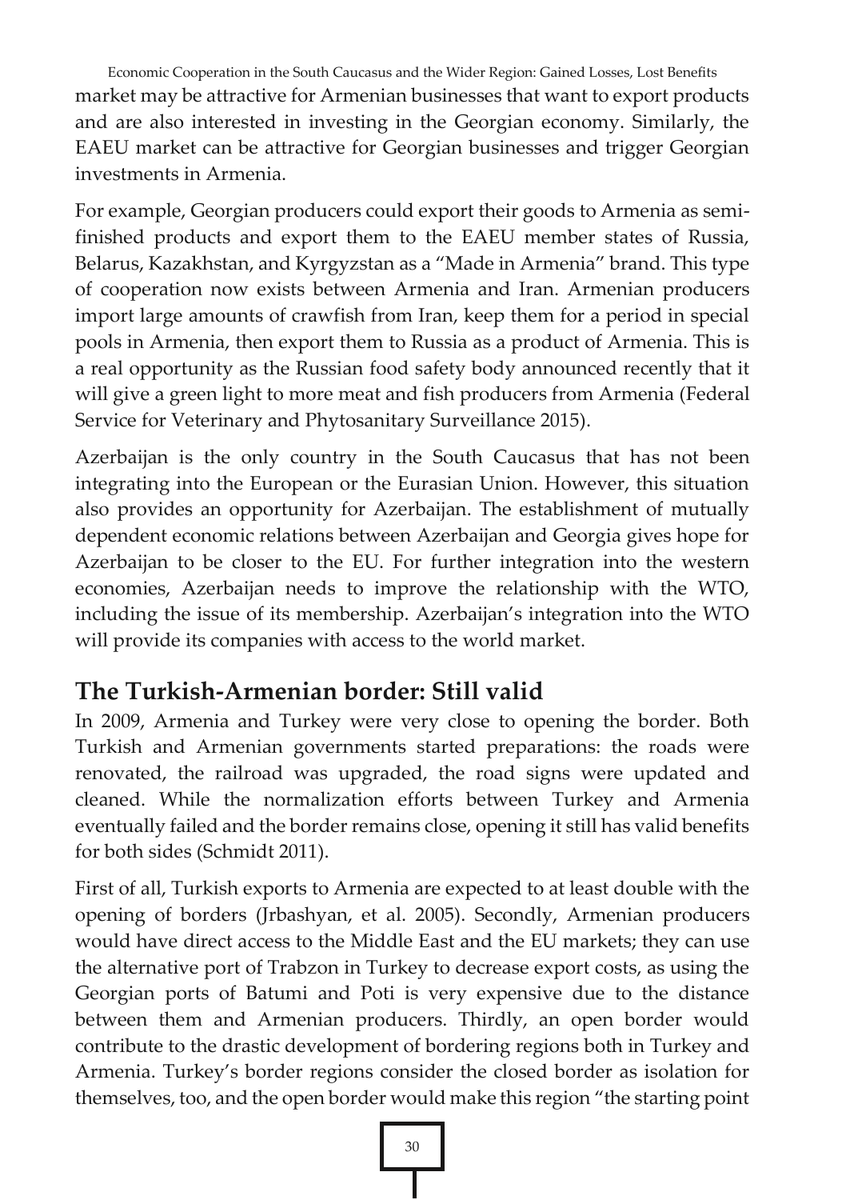market may be attractive for Armenian businesses that want to export products and are also interested in investing in the Georgian economy. Similarly, the EAEU market can be attractive for Georgian businesses and trigger Georgian investments in Armenia.

For example, Georgian producers could export their goods to Armenia as semi-finished products and export them to the EAEU member states of Russia, Belarus, Kazakhstan, and Kyrgyzstan as a "Made in Armenia" brand. This type of cooperation now exists between Armenia and Iran. Armenian producers import large amounts of crawfish from Iran, keep them for a period in special pools in Armenia, then export them to Russia as a product of Armenia. This is a real opportunity as the Russian food safety body announced recently that it will give a green light to more meat and fish producers from Armenia (Federal Service for Veterinary and Phytosanitary Surveillance 2015).

Azerbaijan is the only country in the South Caucasus that has not been integrating into the European or the Eurasian Union. However, this situation also provides an opportunity for Azerbaijan. The establishment of mutually dependent economic relations between Azerbaijan and Georgia gives hope for Azerbaijan to be closer to the EU. For further integration into the western economies, Azerbaijan needs to improve the relationship with the WTO, including the issue of its membership. Azerbaijan's integration into the WTO will provide its companies with access to the world market.

## The Turkish-Armenian border: Still valid

In 2009, Armenia and Turkey were very close to opening the border. Both Turkish and Armenian governments started preparations: the roads were renovated, the railroad was upgraded, the road signs were updated and cleaned. While the normalization efforts between Turkey and Armenia eventually failed and the border remains close, opening it still has valid benefits for both sides (Schmidt 2011).

First of all, Turkish exports to Armenia are expected to at least double with the opening of borders (Jrbashyan, et al. 2005). Secondly, Armenian producers would have direct access to the Middle East and the EU markets; they can use the alternative port of Trabzon in Turkey to decrease export costs, as using the Georgian ports of Batumi and Poti is very expensive due to the distance between them and Armenian producers. Thirdly, an open border would contribute to the drastic development of bordering regions both in Turkey and Armenia. Turkey's border regions consider the closed border as isolation for themselves, too, and the open border would make this region "the starting point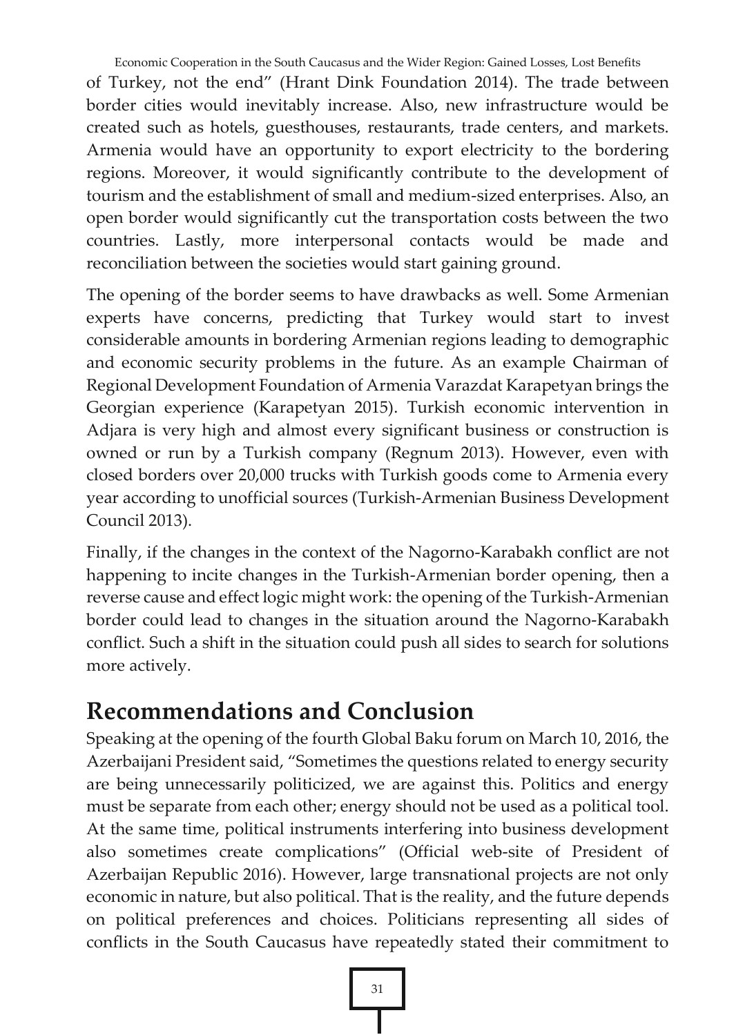of Turkey, not the end" (Hrant Dink Foundation 2014). The trade between border cities would inevitably increase. Also, new infrastructure would be created such as hotels, guesthouses, restaurants, trade centers, and markets. Armenia would have an opportunity to export electricity to the bordering regions. Moreover, it would significantly contribute to the development of tourism and the establishment of small and medium-sized enterprises. Also, an open border would significantly cut the transportation costs between the two countries. Lastly, more interpersonal contacts would be made and reconciliation between the societies would start gaining ground.

The opening of the border seems to have drawbacks as well. Some Armenian experts have concerns, predicting that Turkey would start to invest considerable amounts in bordering Armenian regions leading to demographic and economic security problems in the future. As an example Chairman of Regional Development Foundation of Armenia Varazdat Karapetyan brings the Georgian experience (Karapetyan 2015). Turkish economic intervention in Adjara is very high and almost every significant business or construction is owned or run by a Turkish company (Regnum 2013). However, even with closed borders over 20,000 trucks with Turkish goods come to Armenia every year according to unofficial sources (Turkish-Armenian Business Development Council 2013).

Finally, if the changes in the context of the Nagorno-Karabakh conflict are not happening to incite changes in the Turkish-Armenian border opening, then a reverse cause and effect logic might work: the opening of the Turkish-Armenian border could lead to changes in the situation around the Nagorno-Karabakh conflict. Such a shift in the situation could push all sides to search for solutions more actively.

## Recommendations and Conclusion

Speaking at the opening of the fourth Global Baku forum on March 10, 2016, the Azerbaijani President said, "Sometimes the questions related to energy security are being unnecessarily politicized, we are against this. Politics and energy must be separate from each other; energy should not be used as a political tool. At the same time, political instruments interfering into business development also sometimes create complications" (Official web-site of President of Azerbaijan Republic 2016). However, large transnational projects are not only economic in nature, but also political. That is the reality, and the future depends on political preferences and choices. Politicians representing all sides of conflicts in the South Caucasus have repeatedly stated their commitment to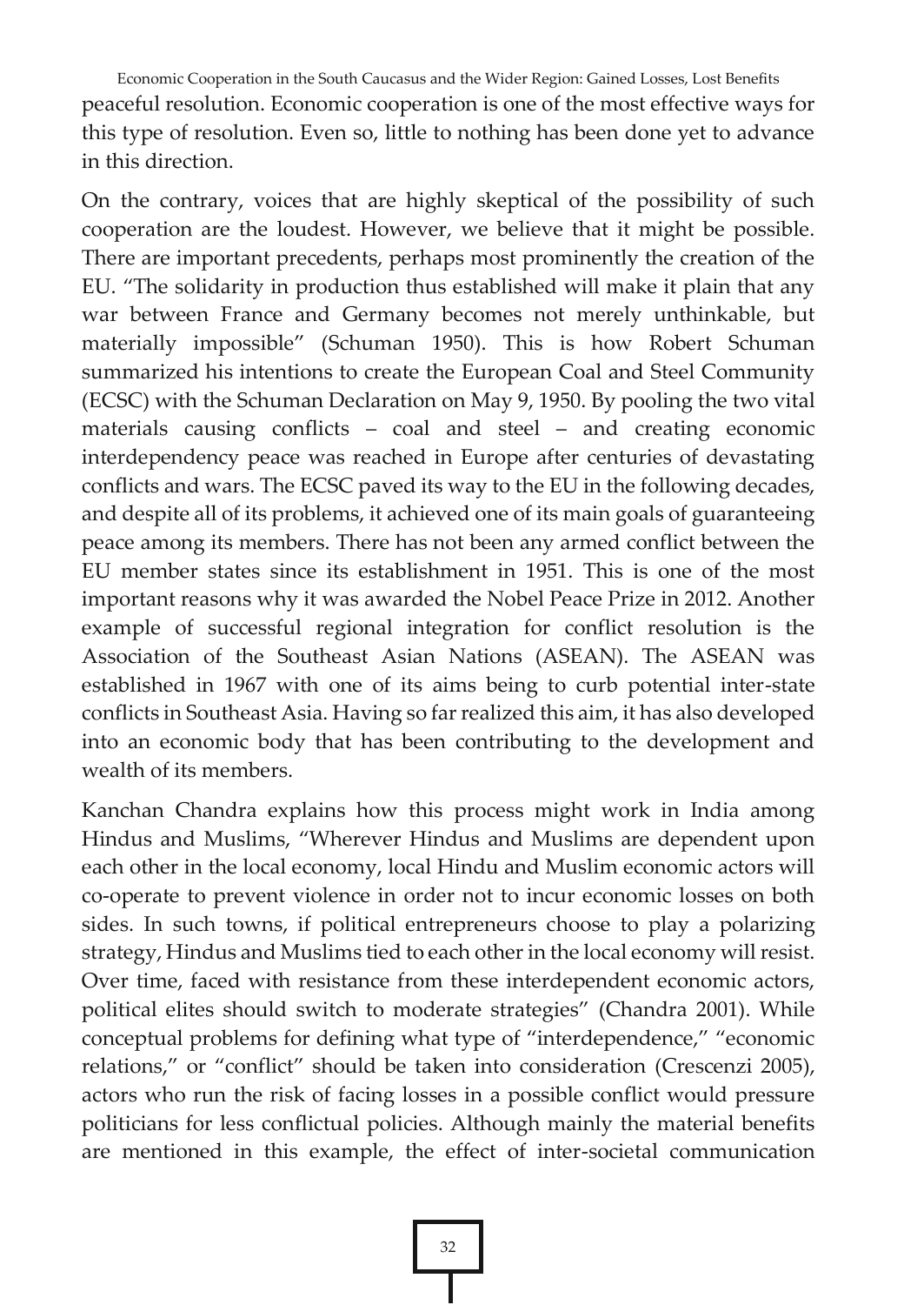peaceful resolution. Economic cooperation is one of the most effective ways for this type of resolution. Even so, little to nothing has been done yet to advance in this direction.

On the contrary, voices that are highly skeptical of the possibility of such cooperation are the loudest. However, we believe that it might be possible. There are important precedents, perhaps most prominently the creation of the EU. "The solidarity in production thus established will make it plain that any war between France and Germany becomes not merely unthinkable, but materially impossible" (Schuman 1950). This is how Robert Schuman summarized his intentions to create the European Coal and Steel Community (ECSC) with the Schuman Declaration on May 9, 1950. By pooling the two vital materials causing conflicts – coal and steel – and creating economic interdependency peace was reached in Europe after centuries of devastating conflicts and wars. The ECSC paved its way to the EU in the following decades, and despite all of its problems, it achieved one of its main goals of guaranteeing peace among its members. There has not been any armed conflict between the EU member states since its establishment in 1951. This is one of the most important reasons why it was awarded the Nobel Peace Prize in 2012. Another example of successful regional integration for conflict resolution is the Association of the Southeast Asian Nations (ASEAN). The ASEAN was established in 1967 with one of its aims being to curb potential inter-state conflicts in Southeast Asia. Having so far realized this aim, it has also developed into an economic body that has been contributing to the development and wealth of its members.

Kanchan Chandra explains how this process might work in India among Hindus and Muslims, "Wherever Hindus and Muslims are dependent upon each other in the local economy, local Hindu and Muslim economic actors will co-operate to prevent violence in order not to incur economic losses on both sides. In such towns, if political entrepreneurs choose to play a polarizing strategy, Hindus and Muslims tied to each other in the local economy will resist. Over time, faced with resistance from these interdependent economic actors, political elites should switch to moderate strategies" (Chandra 2001). While conceptual problems for defining what type of "interdependence," "economic relations," or "conflict" should be taken into consideration (Crescenzi 2005), actors who run the risk of facing losses in a possible conflict would pressure politicians for less conflictual policies. Although mainly the material benefits are mentioned in this example, the effect of inter-societal communication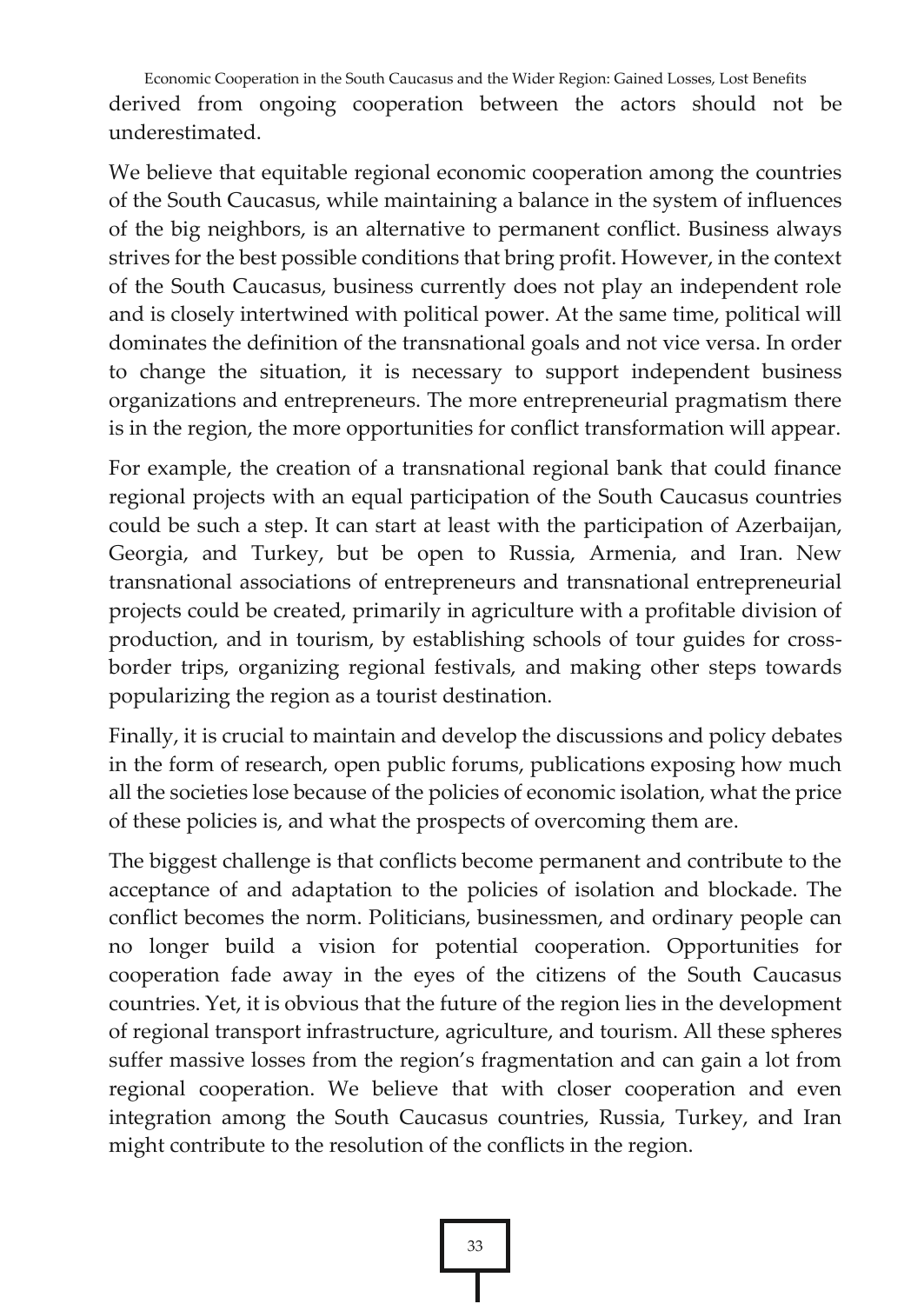derived from ongoing cooperation between the actors should not be underestimated.

We believe that equitable regional economic cooperation among the countries of the South Caucasus, while maintaining a balance in the system of influences of the big neighbors, is an alternative to permanent conflict. Business always strives for the best possible conditions that bring profit. However, in the context of the South Caucasus, business currently does not play an independent role and is closely intertwined with political power. At the same time, political will dominates the definition of the transnational goals and not vice versa. In order to change the situation, it is necessary to support independent business organizations and entrepreneurs. The more entrepreneurial pragmatism there is in the region, the more opportunities for conflict transformation will appear.

For example, the creation of a transnational regional bank that could finance regional projects with an equal participation of the South Caucasus countries could be such a step. It can start at least with the participation of Azerbaijan, Georgia, and Turkey, but be open to Russia, Armenia, and Iran. New transnational associations of entrepreneurs and transnational entrepreneurial projects could be created, primarily in agriculture with a profitable division of production, and in tourism, by establishing schools of tour guides for cross-border trips, organizing regional festivals, and making other steps towards popularizing the region as a tourist destination.

Finally, it is crucial to maintain and develop the discussions and policy debates in the form of research, open public forums, publications exposing how much all the societies lose because of the policies of economic isolation, what the price of these policies is, and what the prospects of overcoming them are.

The biggest challenge is that conflicts become permanent and contribute to the acceptance of and adaptation to the policies of isolation and blockade. The conflict becomes the norm. Politicians, businessmen, and ordinary people can no longer build a vision for potential cooperation. Opportunities for cooperation fade away in the eyes of the citizens of the South Caucasus countries. Yet, it is obvious that the future of the region lies in the development of regional transport infrastructure, agriculture, and tourism. All these spheres suffer massive losses from the region's fragmentation and can gain a lot from regional cooperation. We believe that with closer cooperation and even integration among the South Caucasus countries, Russia, Turkey, and Iran might contribute to the resolution of the conflicts in the region.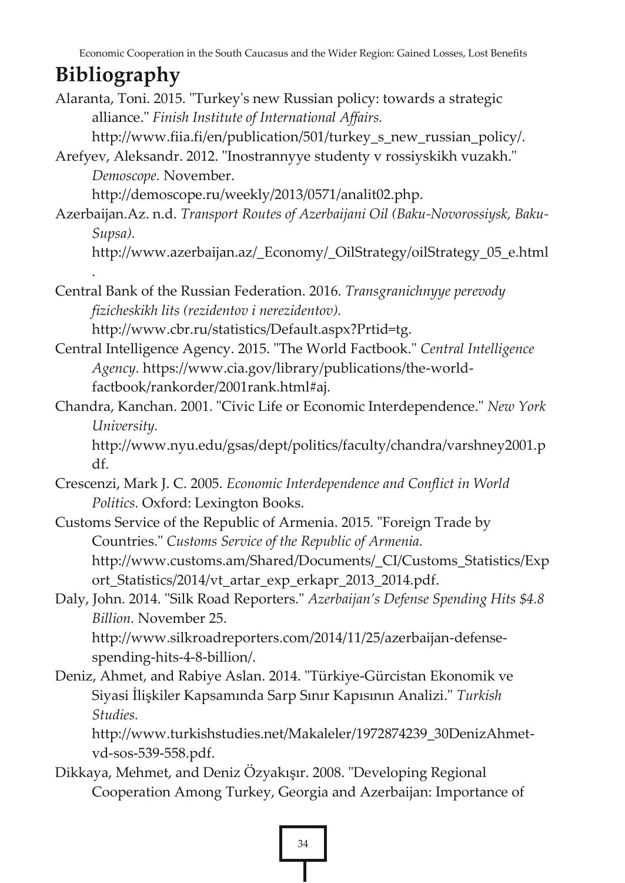# Bibliography

Alaranta, Toni. 2015. "Turkey's new Russian policy: towards a strategic alliance." *Finish Institute of International Affairs.* http://www.fiia.fi/en/publication/501/turkey_s_new_russian_policy/.

Arefyev, Aleksandr. 2012. "Inostrannyye studenty v rossiyskikh vuzakh." *Demoscope.* November. http://demoscope.ru/weekly/2013/0571/analit02.php.

Azerbaijan.Az. n.d. *Transport Routes of Azerbaijani Oil (Baku-Novorossiysk, Baku-Supsa).* http://www.azerbaijan.az/_Economy/_OilStrategy/oilStrategy_05_e.html.

Central Bank of the Russian Federation. 2016. *Transgranichnyye perevody fizicheskikh lits (rezidentov i nerezidentov).* http://www.cbr.ru/statistics/Default.aspx?Prtid=tg.

Central Intelligence Agency. 2015. "The World Factbook." *Central Intelligence Agency.* https://www.cia.gov/library/publications/the-world-factbook/rankorder/2001rank.html#aj.

Chandra, Kanchan. 2001. "Civic Life or Economic Interdependence." *New York University.* http://www.nyu.edu/gsas/dept/politics/faculty/chandra/varshney2001.pdf.

Crescenzi, Mark J. C. 2005. *Economic Interdependence and Conflict in World Politics.* Oxford: Lexington Books.

Customs Service of the Republic of Armenia. 2015. "Foreign Trade by Countries." *Customs Service of the Republic of Armenia.* http://www.customs.am/Shared/Documents/_CI/Customs_Statistics/Export_Statistics/2014/vt_artar_exp_erkapr_2013_2014.pdf.

Daly, John. 2014. "Silk Road Reporters." *Azerbaijan's Defense Spending Hits $4.8 Billion.* November 25. http://www.silkroadreporters.com/2014/11/25/azerbaijan-defense-spending-hits-4-8-billion/.

Deniz, Ahmet, and Rabiye Aslan. 2014. "Türkiye-Gürcistan Ekonomik ve Siyasi İlişkiler Kapsamında Sarp Sınır Kapısının Analizi." *Turkish Studies.* http://www.turkishstudies.net/Makaleler/1972874239_30DenizAhmet-vd-sos-539-558.pdf.

Dikkaya, Mehmet, and Deniz Özyakışır. 2008. "Developing Regional Cooperation Among Turkey, Georgia and Azerbaijan: Importance of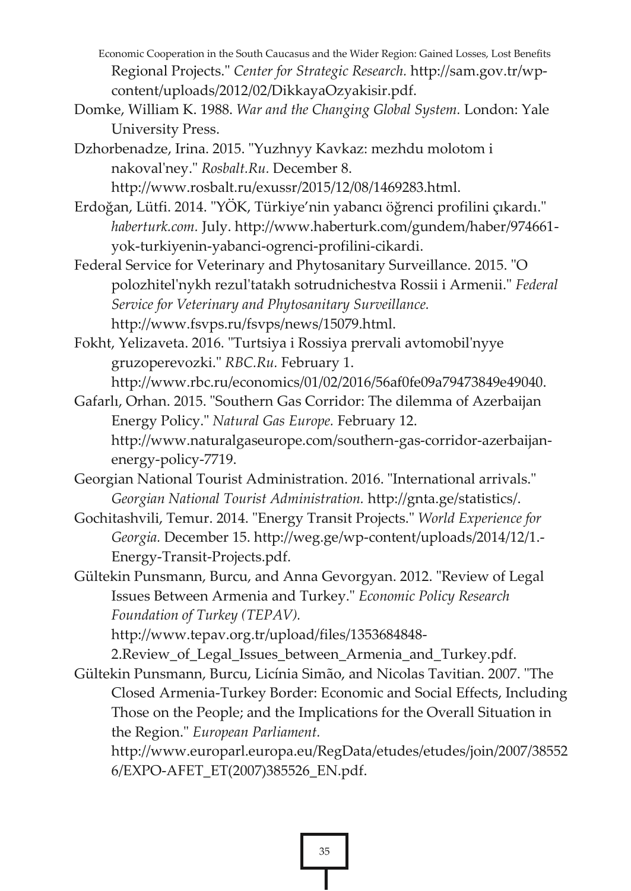Regional Projects." *Center for Strategic Research.* http://sam.gov.tr/wp-content/uploads/2012/02/DikkayaOzyakisir.pdf.

Domke, William K. 1988. *War and the Changing Global System.* London: Yale University Press.

Dzhorbenadze, Irina. 2015. "Yuzhnyy Kavkaz: mezhdu molotom i nakoval'ney." *Rosbalt.Ru.* December 8. http://www.rosbalt.ru/exussr/2015/12/08/1469283.html.

Erdoğan, Lütfi. 2014. "YÖK, Türkiye'nin yabancı öğrenci profilini çıkardı." *haberturk.com.* July. http://www.haberturk.com/gundem/haber/974661-yok-turkiyenin-yabanci-ogrenci-profilini-cikardi.

Federal Service for Veterinary and Phytosanitary Surveillance. 2015. "O polozhitel'nykh rezul'tatakh sotrudnichestva Rossii i Armenii." *Federal Service for Veterinary and Phytosanitary Surveillance.* http://www.fsvps.ru/fsvps/news/15079.html.

Fokht, Yelizaveta. 2016. "Turtsiya i Rossiya prervali avtomobil'nyye gruzoperevozki." *RBC.Ru.* February 1. http://www.rbc.ru/economics/01/02/2016/56af0fe09a79473849e49040.

Gafarlı, Orhan. 2015. "Southern Gas Corridor: The dilemma of Azerbaijan Energy Policy." *Natural Gas Europe.* February 12. http://www.naturalgaseurope.com/southern-gas-corridor-azerbaijan-energy-policy-7719.

Georgian National Tourist Administration. 2016. "International arrivals." *Georgian National Tourist Administration.* http://gnta.ge/statistics/.

Gochitashvili, Temur. 2014. "Energy Transit Projects." *World Experience for Georgia.* December 15. http://weg.ge/wp-content/uploads/2014/12/1.-Energy-Transit-Projects.pdf.

Gültekin Punsmann, Burcu, and Anna Gevorgyan. 2012. "Review of Legal Issues Between Armenia and Turkey." *Economic Policy Research Foundation of Turkey (TEPAV).* http://www.tepav.org.tr/upload/files/1353684848-2.Review_of_Legal_Issues_between_Armenia_and_Turkey.pdf.

Gültekin Punsmann, Burcu, Licínia Simão, and Nicolas Tavitian. 2007. "The Closed Armenia-Turkey Border: Economic and Social Effects, Including Those on the People; and the Implications for the Overall Situation in the Region." *European Parliament.* http://www.europarl.europa.eu/RegData/etudes/etudes/join/2007/385526/EXPO-AFET_ET(2007)385526_EN.pdf.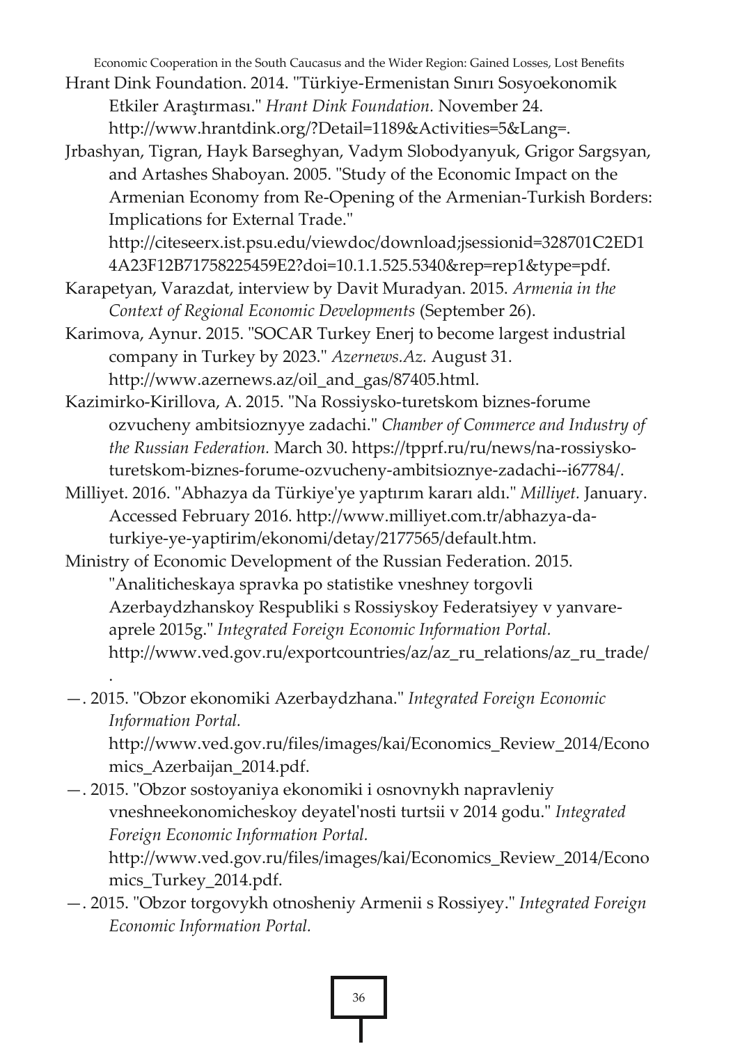Hrant Dink Foundation. 2014. "Türkiye-Ermenistan Sınırı Sosyoekonomik Etkiler Araştırması." *Hrant Dink Foundation.* November 24. http://www.hrantdink.org/?Detail=1189&Activities=5&Lang=.

Jrbashyan, Tigran, Hayk Barseghyan, Vadym Slobodyanyuk, Grigor Sargsyan, and Artashes Shaboyan. 2005. "Study of the Economic Impact on the Armenian Economy from Re-Opening of the Armenian-Turkish Borders: Implications for External Trade." http://citeseerx.ist.psu.edu/viewdoc/download;jsessionid=328701C2ED14A23F12B71758225459E2?doi=10.1.1.525.5340&rep=rep1&type=pdf.

Karapetyan, Varazdat, interview by Davit Muradyan. 2015. *Armenia in the Context of Regional Economic Developments* (September 26).

Karimova, Aynur. 2015. "SOCAR Turkey Enerj to become largest industrial company in Turkey by 2023." *Azernews.Az.* August 31. http://www.azernews.az/oil_and_gas/87405.html.

Kazimirko-Kirillova, A. 2015. "Na Rossiysko-turetskom biznes-forume ozvucheny ambitsioznyye zadachi." *Chamber of Commerce and Industry of the Russian Federation.* March 30. https://tpprf.ru/ru/news/na-rossiysko-turetskom-biznes-forume-ozvucheny-ambitsioznye-zadachi--i67784/.

Milliyet. 2016. "Abhazya da Türkiye'ye yaptırım kararı aldı." *Milliyet.* January. Accessed February 2016. http://www.milliyet.com.tr/abhazya-da-turkiye-ye-yaptirim/ekonomi/detay/2177565/default.htm.

Ministry of Economic Development of the Russian Federation. 2015. "Analiticheskaya spravka po statistike vneshney torgovli Azerbaydzhanskoy Respubliki s Rossiyskoy Federatsiyey v yanvare-aprele 2015g." *Integrated Foreign Economic Information Portal.* http://www.ved.gov.ru/exportcountries/az/az_ru_relations/az_ru_trade/.

—. 2015. "Obzor ekonomiki Azerbaydzhana." *Integrated Foreign Economic Information Portal.* http://www.ved.gov.ru/files/images/kai/Economics_Review_2014/Economics_Azerbaijan_2014.pdf.

—. 2015. "Obzor sostoyaniya ekonomiki i osnovnykh napravleniy vneshneekonomicheskoy deyatel'nosti turtsii v 2014 godu." *Integrated Foreign Economic Information Portal.* http://www.ved.gov.ru/files/images/kai/Economics_Review_2014/Economics_Turkey_2014.pdf.

—. 2015. "Obzor torgovykh otnosheniy Armenii s Rossiyey." *Integrated Foreign Economic Information Portal.*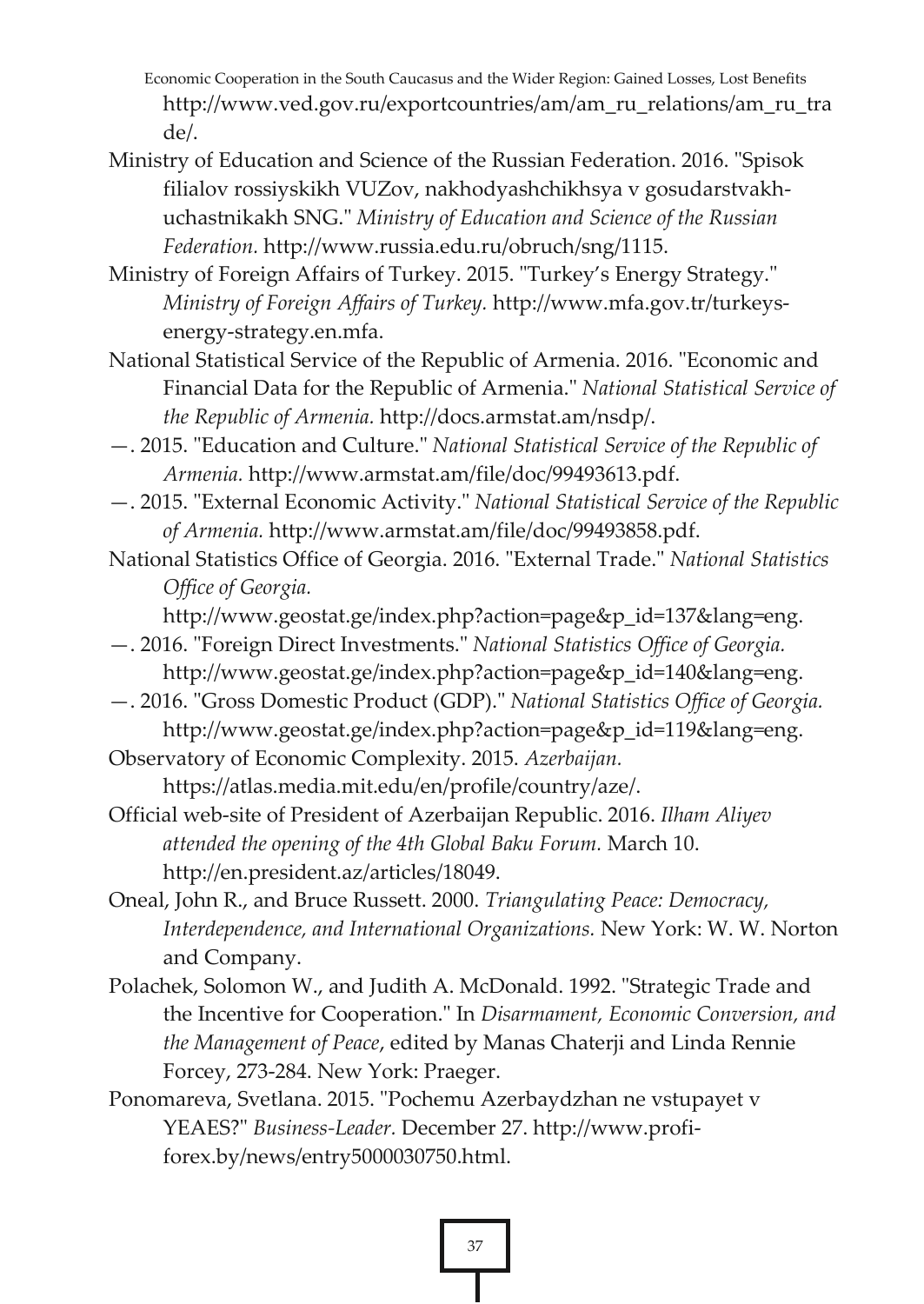http://www.ved.gov.ru/exportcountries/am/am_ru_relations/am_ru_trade/.

Ministry of Education and Science of the Russian Federation. 2016. "Spisok filialov rossiyskikh VUZov, nakhodyashchikhsya v gosudarstvakh-uchastnikakh SNG." *Ministry of Education and Science of the Russian Federation.* http://www.russia.edu.ru/obruch/sng/1115.

Ministry of Foreign Affairs of Turkey. 2015. "Turkey's Energy Strategy." *Ministry of Foreign Affairs of Turkey.* http://www.mfa.gov.tr/turkeys-energy-strategy.en.mfa.

National Statistical Service of the Republic of Armenia. 2016. "Economic and Financial Data for the Republic of Armenia." *National Statistical Service of the Republic of Armenia.* http://docs.armstat.am/nsdp/.

—. 2015. "Education and Culture." *National Statistical Service of the Republic of Armenia.* http://www.armstat.am/file/doc/99493613.pdf.

—. 2015. "External Economic Activity." *National Statistical Service of the Republic of Armenia.* http://www.armstat.am/file/doc/99493858.pdf.

National Statistics Office of Georgia. 2016. "External Trade." *National Statistics Office of Georgia.* http://www.geostat.ge/index.php?action=page&p_id=137&lang=eng.

—. 2016. "Foreign Direct Investments." *National Statistics Office of Georgia.* http://www.geostat.ge/index.php?action=page&p_id=140&lang=eng.

—. 2016. "Gross Domestic Product (GDP)." *National Statistics Office of Georgia.* http://www.geostat.ge/index.php?action=page&p_id=119&lang=eng.

Observatory of Economic Complexity. 2015. *Azerbaijan.* https://atlas.media.mit.edu/en/profile/country/aze/.

Official web-site of President of Azerbaijan Republic. 2016. *Ilham Aliyev attended the opening of the 4th Global Baku Forum.* March 10. http://en.president.az/articles/18049.

Oneal, John R., and Bruce Russett. 2000. *Triangulating Peace: Democracy, Interdependence, and International Organizations.* New York: W. W. Norton and Company.

Polachek, Solomon W., and Judith A. McDonald. 1992. "Strategic Trade and the Incentive for Cooperation." In *Disarmament, Economic Conversion, and the Management of Peace*, edited by Manas Chaterji and Linda Rennie Forcey, 273-284. New York: Praeger.

Ponomareva, Svetlana. 2015. "Pochemu Azerbaydzhan ne vstupayet v YEAES?" *Business-Leader.* December 27. http://www.profi-forex.by/news/entry5000030750.html.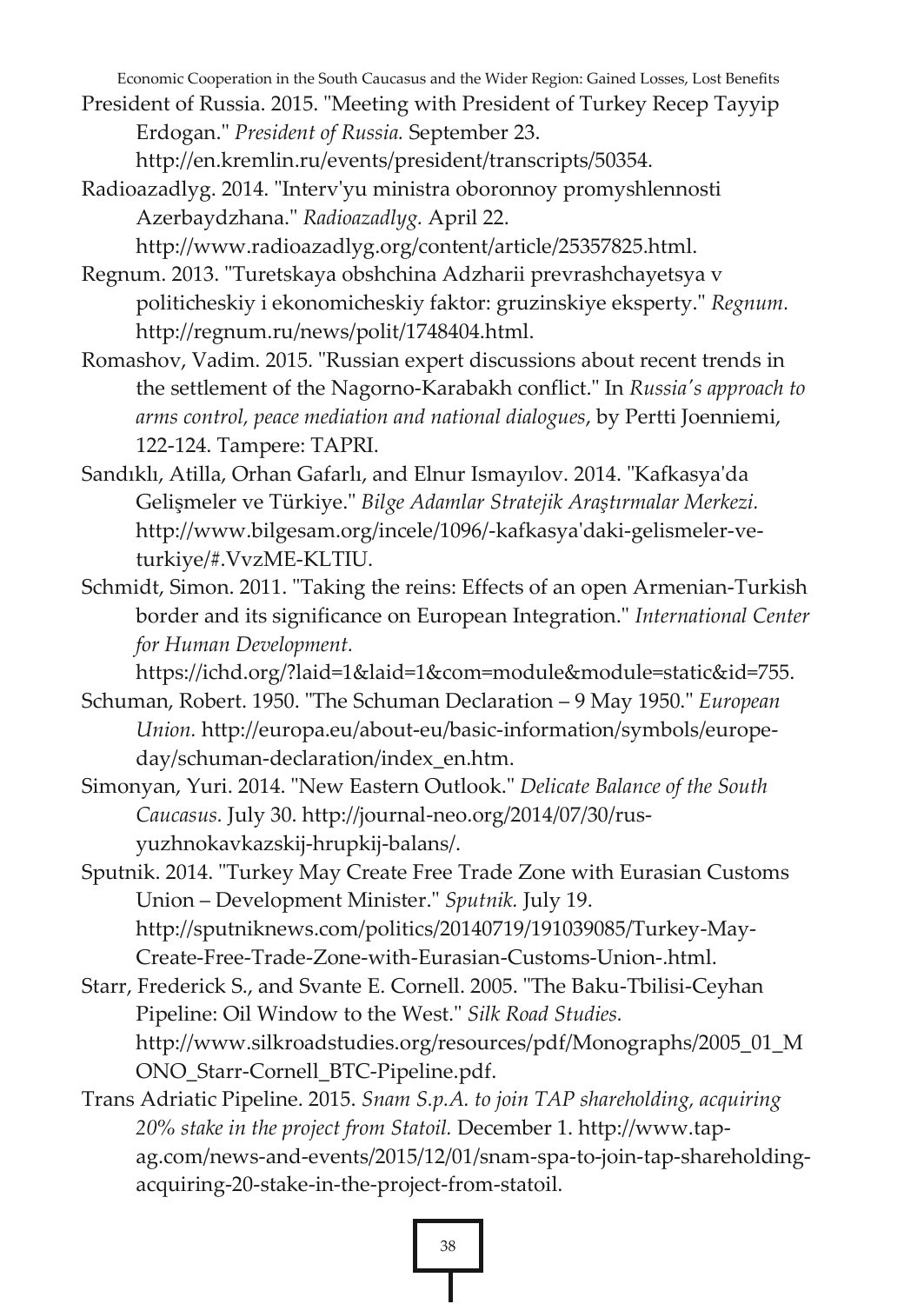President of Russia. 2015. "Meeting with President of Turkey Recep Tayyip Erdogan." *President of Russia.* September 23. http://en.kremlin.ru/events/president/transcripts/50354.

Radioazadlyg. 2014. "Interv'yu ministra oboronnoy promyshlennosti Azerbaydzhana." *Radioazadlyg.* April 22. http://www.radioazadlyg.org/content/article/25357825.html.

Regnum. 2013. "Turetskaya obshchina Adzharii prevrashchayetsya v politicheskiy i ekonomicheskiy faktor: gruzinskiye eksperty." *Regnum.* http://regnum.ru/news/polit/1748404.html.

Romashov, Vadim. 2015. "Russian expert discussions about recent trends in the settlement of the Nagorno-Karabakh conflict." In *Russia's approach to arms control, peace mediation and national dialogues*, by Pertti Joenniemi, 122-124. Tampere: TAPRI.

Sandıklı, Atilla, Orhan Gafarlı, and Elnur Ismayılov. 2014. "Kafkasya'da Gelişmeler ve Türkiye." *Bilge Adamlar Stratejik Araştırmalar Merkezi.* http://www.bilgesam.org/incele/1096/-kafkasya'daki-gelismeler-ve-turkiye/#.VvzME-KLTIU.

Schmidt, Simon. 2011. "Taking the reins: Effects of an open Armenian-Turkish border and its significance on European Integration." *International Center for Human Development.* https://ichd.org/?laid=1&laid=1&com=module&module=static&id=755.

Schuman, Robert. 1950. "The Schuman Declaration – 9 May 1950." *European Union.* http://europa.eu/about-eu/basic-information/symbols/europe-day/schuman-declaration/index_en.htm.

Simonyan, Yuri. 2014. "New Eastern Outlook." *Delicate Balance of the South Caucasus.* July 30. http://journal-neo.org/2014/07/30/rus-yuzhnokavkazskij-hrupkij-balans/.

Sputnik. 2014. "Turkey May Create Free Trade Zone with Eurasian Customs Union – Development Minister." *Sputnik.* July 19. http://sputniknews.com/politics/20140719/191039085/Turkey-May-Create-Free-Trade-Zone-with-Eurasian-Customs-Union-.html.

Starr, Frederick S., and Svante E. Cornell. 2005. "The Baku-Tbilisi-Ceyhan Pipeline: Oil Window to the West." *Silk Road Studies.* http://www.silkroadstudies.org/resources/pdf/Monographs/2005_01_MONO_Starr-Cornell_BTC-Pipeline.pdf.

Trans Adriatic Pipeline. 2015. *Snam S.p.A. to join TAP shareholding, acquiring 20% stake in the project from Statoil.* December 1. http://www.tap-ag.com/news-and-events/2015/12/01/snam-spa-to-join-tap-shareholding-acquiring-20-stake-in-the-project-from-statoil.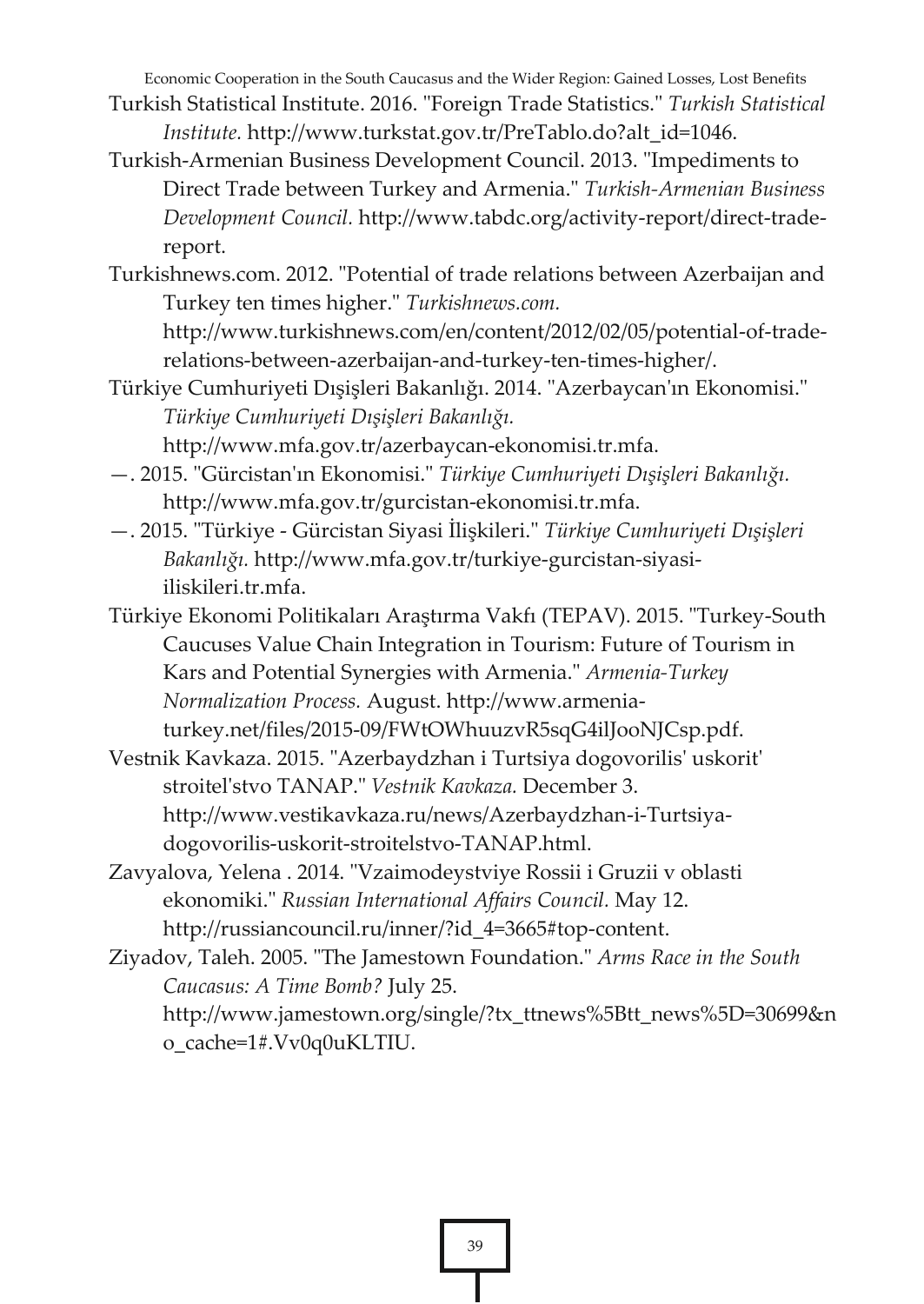Turkish Statistical Institute. 2016. "Foreign Trade Statistics." *Turkish Statistical Institute.* http://www.turkstat.gov.tr/PreTablo.do?alt_id=1046.

Turkish-Armenian Business Development Council. 2013. "Impediments to Direct Trade between Turkey and Armenia." *Turkish-Armenian Business Development Council.* http://www.tabdc.org/activity-report/direct-trade-report.

Turkishnews.com. 2012. "Potential of trade relations between Azerbaijan and Turkey ten times higher." *Turkishnews.com.* http://www.turkishnews.com/en/content/2012/02/05/potential-of-trade-relations-between-azerbaijan-and-turkey-ten-times-higher/.

Türkiye Cumhuriyeti Dışişleri Bakanlığı. 2014. "Azerbaycan'ın Ekonomisi." *Türkiye Cumhuriyeti Dışişleri Bakanlığı.* http://www.mfa.gov.tr/azerbaycan-ekonomisi.tr.mfa.

—. 2015. "Gürcistan'ın Ekonomisi." *Türkiye Cumhuriyeti Dışişleri Bakanlığı.* http://www.mfa.gov.tr/gurcistan-ekonomisi.tr.mfa.

—. 2015. "Türkiye - Gürcistan Siyasi İlişkileri." *Türkiye Cumhuriyeti Dışişleri Bakanlığı.* http://www.mfa.gov.tr/turkiye-gurcistan-siyasi-iliskileri.tr.mfa.

Türkiye Ekonomi Politikaları Araştırma Vakfı (TEPAV). 2015. "Turkey-South Caucuses Value Chain Integration in Tourism: Future of Tourism in Kars and Potential Synergies with Armenia." *Armenia-Turkey Normalization Process.* August. http://www.armenia-turkey.net/files/2015-09/FWtOWhuuzvR5sqG4ilJooNJCsp.pdf.

Vestnik Kavkaza. 2015. "Azerbaydzhan i Turtsiya dogovorilis' uskorit' stroitel'stvo TANAP." *Vestnik Kavkaza.* December 3. http://www.vestikavkaza.ru/news/Azerbaydzhan-i-Turtsiya-dogovorilis-uskorit-stroitelstvo-TANAP.html.

Zavyalova, Yelena . 2014. "Vzaimodeystviye Rossii i Gruzii v oblasti ekonomiki." *Russian International Affairs Council.* May 12. http://russiancouncil.ru/inner/?id_4=3665#top-content.

Ziyadov, Taleh. 2005. "The Jamestown Foundation." *Arms Race in the South Caucasus: A Time Bomb?* July 25. http://www.jamestown.org/single/?tx_ttnews%5Btt_news%5D=30699&no_cache=1#.Vv0q0uKLTlU.